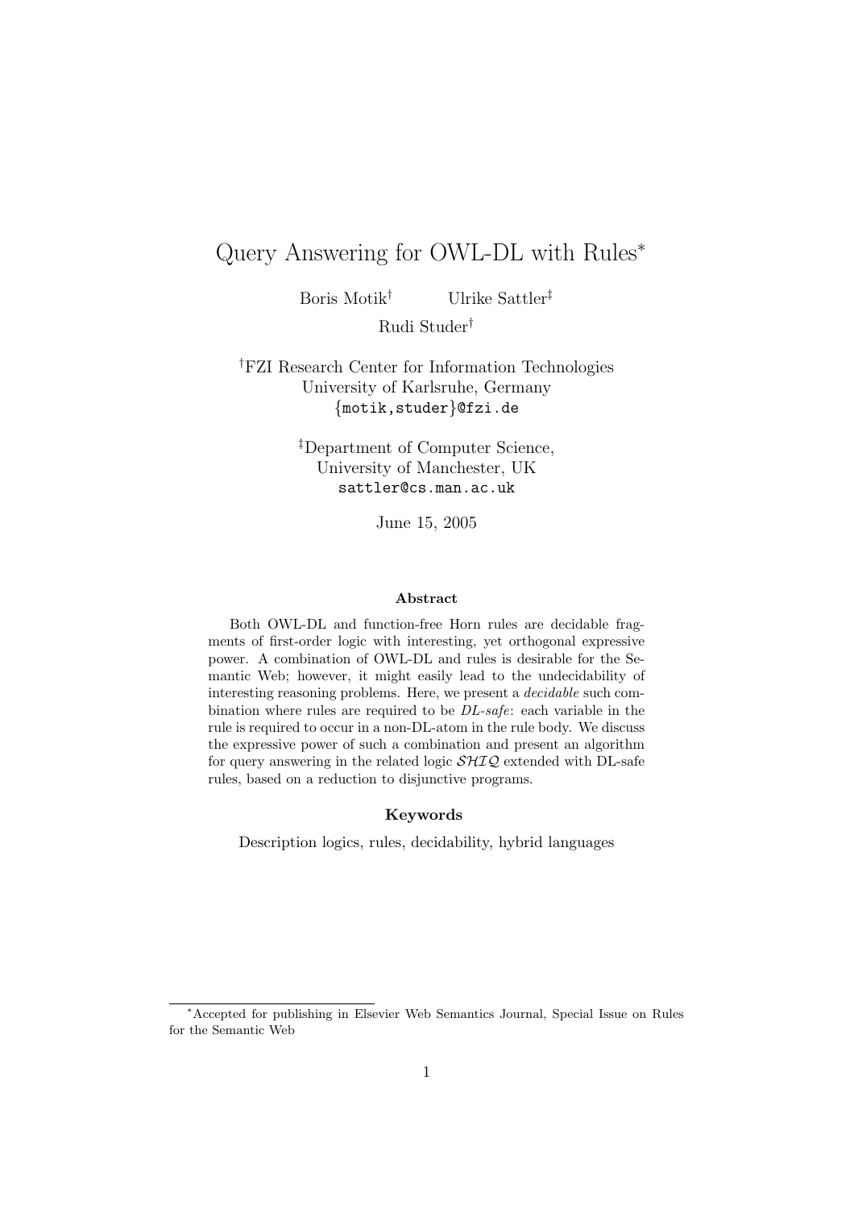# Query Answering for OWL-DL with Rules[*]

Boris Motik[†] Ulrike Sattler[‡]

Rudi Studer[†]

[†]FZI Research Center for Information Technologies
University of Karlsruhe, Germany
{motik,studer}@fzi.de

[‡]Department of Computer Science,
University of Manchester, UK
sattler@cs.man.ac.uk

June 15, 2005

### Abstract

Both OWL-DL and function-free Horn rules are decidable fragments of first-order logic with interesting, yet orthogonal expressive power. A combination of OWL-DL and rules is desirable for the Semantic Web; however, it might easily lead to the undecidability of interesting reasoning problems. Here, we present a *decidable* such combination where rules are required to be *DL-safe*: each variable in the rule is required to occur in a non-DL-atom in the rule body. We discuss the expressive power of such a combination and present an algorithm for query answering in the related logic $\mathcal{SHIQ}$ extended with DL-safe rules, based on a reduction to disjunctive programs.

### Keywords

Description logics, rules, decidability, hybrid languages

---

[*]Accepted for publishing in Elsevier Web Semantics Journal, Special Issue on Rules for the Semantic Web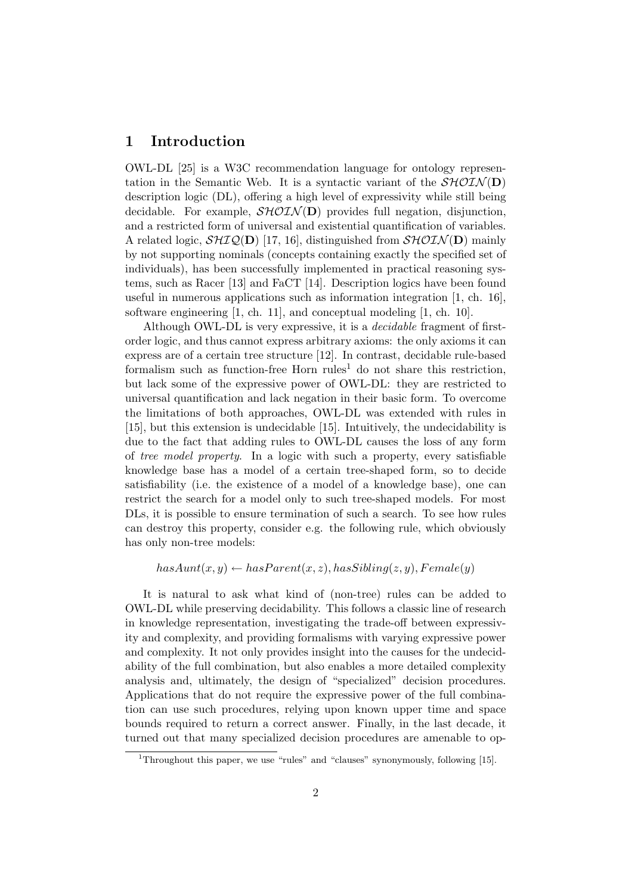## 1 Introduction

OWL-DL [25] is a W3C recommendation language for ontology representation in the Semantic Web. It is a syntactic variant of the $\mathcal{SHOIN}(\mathbf{D})$ description logic (DL), offering a high level of expressivity while still being decidable. For example, $\mathcal{SHOIN}(\mathbf{D})$ provides full negation, disjunction, and a restricted form of universal and existential quantification of variables. A related logic, $\mathcal{SHIQ}(\mathbf{D})$ [17, 16], distinguished from $\mathcal{SHOIN}(\mathbf{D})$ mainly by not supporting nominals (concepts containing exactly the specified set of individuals), has been successfully implemented in practical reasoning systems, such as Racer [13] and FaCT [14]. Description logics have been found useful in numerous applications such as information integration [1, ch. 16], software engineering [1, ch. 11], and conceptual modeling [1, ch. 10].

Although OWL-DL is very expressive, it is a *decidable* fragment of first-order logic, and thus cannot express arbitrary axioms: the only axioms it can express are of a certain tree structure [12]. In contrast, decidable rule-based formalism such as function-free Horn rules[1] do not share this restriction, but lack some of the expressive power of OWL-DL: they are restricted to universal quantification and lack negation in their basic form. To overcome the limitations of both approaches, OWL-DL was extended with rules in [15], but this extension is undecidable [15]. Intuitively, the undecidability is due to the fact that adding rules to OWL-DL causes the loss of any form of *tree model property*. In a logic with such a property, every satisfiable knowledge base has a model of a certain tree-shaped form, so to decide satisfiability (i.e. the existence of a model of a knowledge base), one can restrict the search for a model only to such tree-shaped models. For most DLs, it is possible to ensure termination of such a search. To see how rules can destroy this property, consider e.g. the following rule, which obviously has only non-tree models:

$$hasAunt(x, y) \leftarrow hasParent(x, z), hasSibling(z, y), Female(y)$$

It is natural to ask what kind of (non-tree) rules can be added to OWL-DL while preserving decidability. This follows a classic line of research in knowledge representation, investigating the trade-off between expressivity and complexity, and providing formalisms with varying expressive power and complexity. It not only provides insight into the causes for the undecidability of the full combination, but also enables a more detailed complexity analysis and, ultimately, the design of "specialized" decision procedures. Applications that do not require the expressive power of the full combination can use such procedures, relying upon known upper time and space bounds required to return a correct answer. Finally, in the last decade, it turned out that many specialized decision procedures are amenable to op-

[1]Throughout this paper, we use "rules" and "clauses" synonymously, following [15].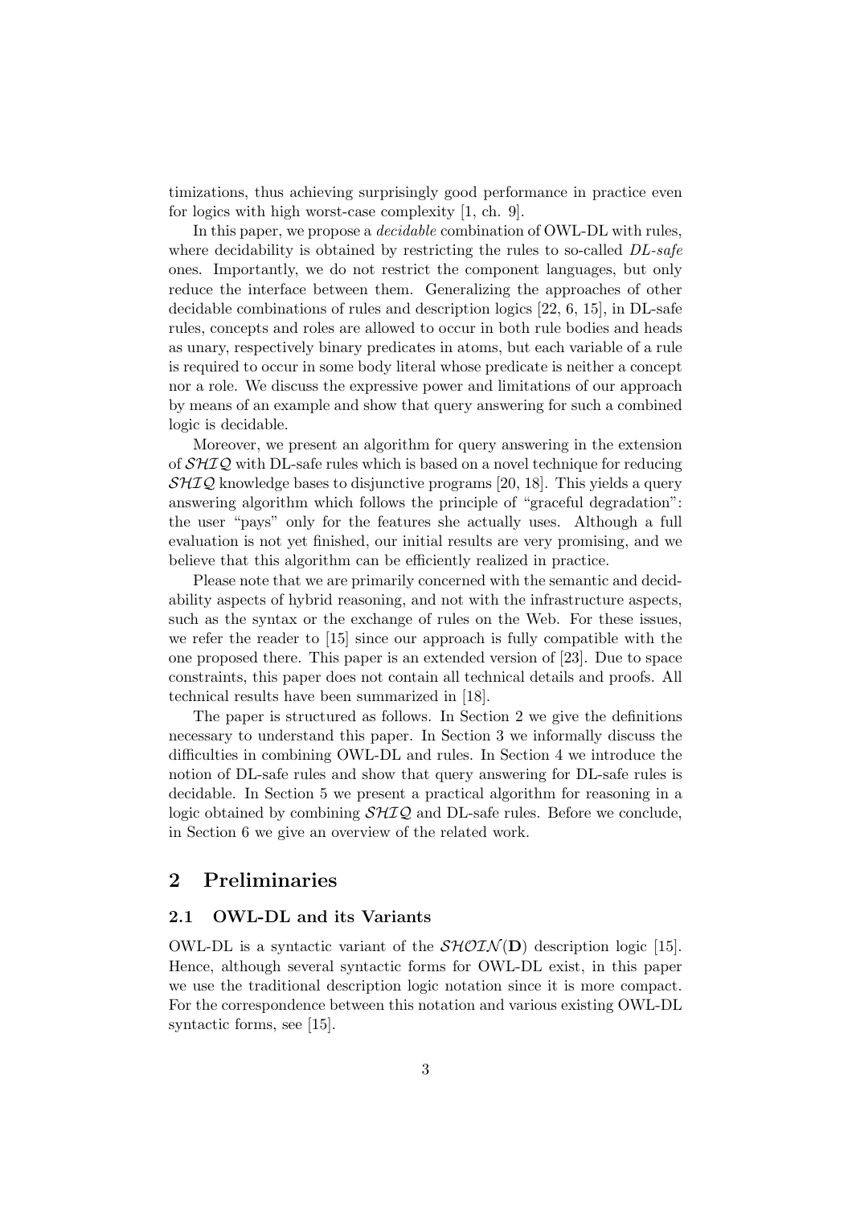timizations, thus achieving surprisingly good performance in practice even for logics with high worst-case complexity [1, ch. 9].

In this paper, we propose a *decidable* combination of OWL-DL with rules, where decidability is obtained by restricting the rules to so-called *DL-safe* ones. Importantly, we do not restrict the component languages, but only reduce the interface between them. Generalizing the approaches of other decidable combinations of rules and description logics [22, 6, 15], in DL-safe rules, concepts and roles are allowed to occur in both rule bodies and heads as unary, respectively binary predicates in atoms, but each variable of a rule is required to occur in some body literal whose predicate is neither a concept nor a role. We discuss the expressive power and limitations of our approach by means of an example and show that query answering for such a combined logic is decidable.

Moreover, we present an algorithm for query answering in the extension of $\mathcal{SHIQ}$ with DL-safe rules which is based on a novel technique for reducing $\mathcal{SHIQ}$ knowledge bases to disjunctive programs [20, 18]. This yields a query answering algorithm which follows the principle of "graceful degradation": the user "pays" only for the features she actually uses. Although a full evaluation is not yet finished, our initial results are very promising, and we believe that this algorithm can be efficiently realized in practice.

Please note that we are primarily concerned with the semantic and decidability aspects of hybrid reasoning, and not with the infrastructure aspects, such as the syntax or the exchange of rules on the Web. For these issues, we refer the reader to [15] since our approach is fully compatible with the one proposed there. This paper is an extended version of [23]. Due to space constraints, this paper does not contain all technical details and proofs. All technical results have been summarized in [18].

The paper is structured as follows. In Section 2 we give the definitions necessary to understand this paper. In Section 3 we informally discuss the difficulties in combining OWL-DL and rules. In Section 4 we introduce the notion of DL-safe rules and show that query answering for DL-safe rules is decidable. In Section 5 we present a practical algorithm for reasoning in a logic obtained by combining $\mathcal{SHIQ}$ and DL-safe rules. Before we conclude, in Section 6 we give an overview of the related work.

## 2 Preliminaries

### 2.1 OWL-DL and its Variants

OWL-DL is a syntactic variant of the $\mathcal{SHOIN}(\mathbf{D})$ description logic [15]. Hence, although several syntactic forms for OWL-DL exist, in this paper we use the traditional description logic notation since it is more compact. For the correspondence between this notation and various existing OWL-DL syntactic forms, see [15].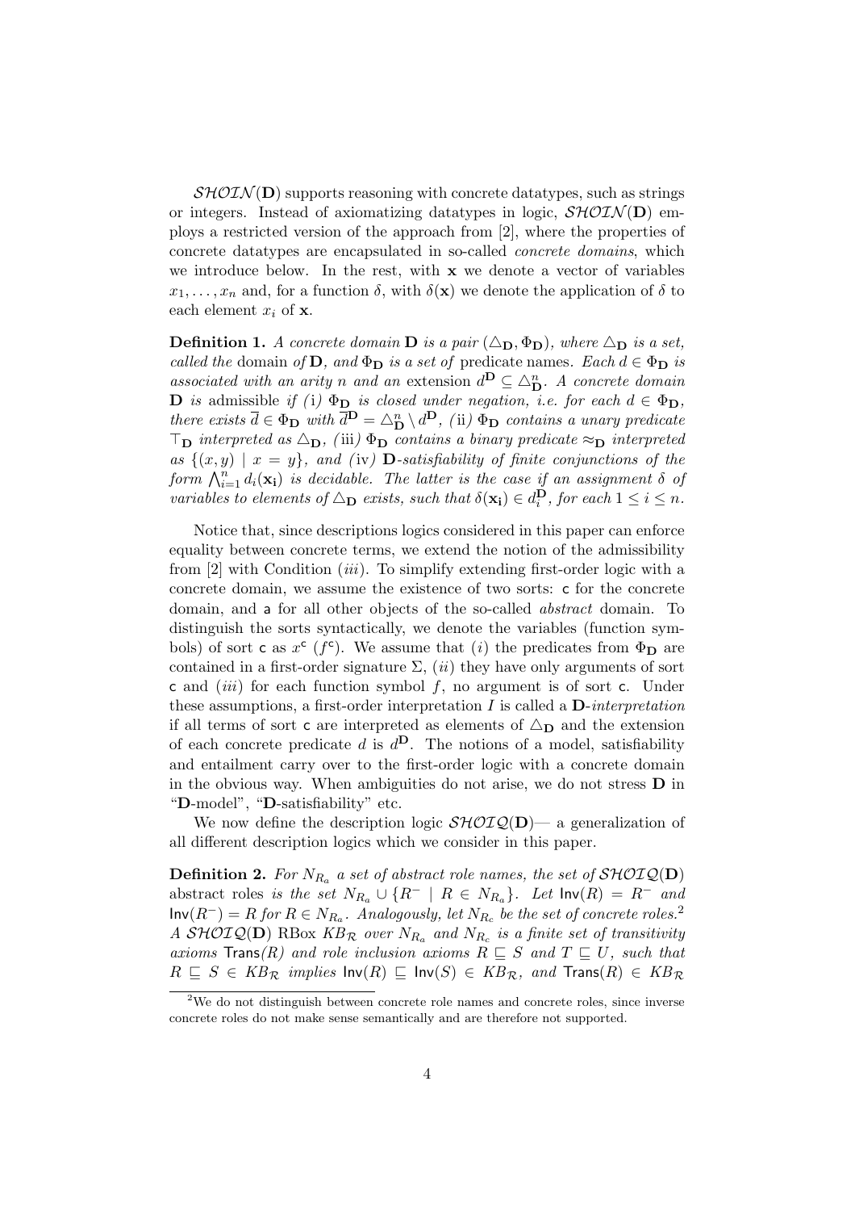$\mathcal{SHOIN}(\mathbf{D})$ supports reasoning with concrete datatypes, such as strings or integers. Instead of axiomatizing datatypes in logic, $\mathcal{SHOIN}(\mathbf{D})$ employs a restricted version of the approach from [2], where the properties of concrete datatypes are encapsulated in so-called *concrete domains*, which we introduce below. In the rest, with $\mathbf{x}$ we denote a vector of variables $x_1, \ldots, x_n$ and, for a function $\delta$, with $\delta(\mathbf{x})$ we denote the application of $\delta$ to each element $x_i$ of $\mathbf{x}$.

**Definition 1.** *A concrete domain* $\mathbf{D}$ *is a pair* $(\triangle_\mathbf{D}, \Phi_\mathbf{D})$*, where* $\triangle_\mathbf{D}$ *is a set, called the* domain *of* $\mathbf{D}$*, and* $\Phi_\mathbf{D}$ *is a set of* predicate names*. Each* $d \in \Phi_\mathbf{D}$ *is associated with an arity* $n$ *and an* extension $d^\mathbf{D} \subseteq \triangle_\mathbf{D}^n$*. A concrete domain* $\mathbf{D}$ *is* admissible *if (*i*)* $\Phi_\mathbf{D}$ *is closed under negation, i.e. for each* $d \in \Phi_\mathbf{D}$*, there exists* $\overline{d} \in \Phi_\mathbf{D}$ *with* $\overline{d}^\mathbf{D} = \triangle_\mathbf{D}^n \setminus d^\mathbf{D}$*, (*ii*)* $\Phi_\mathbf{D}$ *contains a unary predicate* $\top_\mathbf{D}$ *interpreted as* $\triangle_\mathbf{D}$*, (*iii*)* $\Phi_\mathbf{D}$ *contains a binary predicate* $\approx_\mathbf{D}$ *interpreted as* $\{(x,y) \mid x = y\}$*, and (*iv*)* $\mathbf{D}$*-satisfiability of finite conjunctions of the form* $\bigwedge_{i=1}^n d_i(\mathbf{x_i})$ *is decidable. The latter is the case if an assignment* $\delta$ *of variables to elements of* $\triangle_\mathbf{D}$ *exists, such that* $\delta(\mathbf{x_i}) \in d_i^\mathbf{D}$*, for each* $1 \leq i \leq n$*.*

Notice that, since descriptions logics considered in this paper can enforce equality between concrete terms, we extend the notion of the admissibility from [2] with Condition (*iii*). To simplify extending first-order logic with a concrete domain, we assume the existence of two sorts: $\mathsf{c}$ for the concrete domain, and $\mathsf{a}$ for all other objects of the so-called *abstract* domain. To distinguish the sorts syntactically, we denote the variables (function symbols) of sort $\mathsf{c}$ as $x^\mathsf{c}$ ($f^\mathsf{c}$). We assume that (*i*) the predicates from $\Phi_\mathbf{D}$ are contained in a first-order signature $\Sigma$, (*ii*) they have only arguments of sort $\mathsf{c}$ and (*iii*) for each function symbol $f$, no argument is of sort $\mathsf{c}$. Under these assumptions, a first-order interpretation $I$ is called a $\mathbf{D}$*-interpretation* if all terms of sort $\mathsf{c}$ are interpreted as elements of $\triangle_\mathbf{D}$ and the extension of each concrete predicate $d$ is $d^\mathbf{D}$. The notions of a model, satisfiability and entailment carry over to the first-order logic with a concrete domain in the obvious way. When ambiguities do not arise, we do not stress $\mathbf{D}$ in "$\mathbf{D}$-model", "$\mathbf{D}$-satisfiability" etc.

We now define the description logic $\mathcal{SHOIQ}(\mathbf{D})$— a generalization of all different description logics which we consider in this paper.

**Definition 2.** *For* $N_{R_a}$ *a set of abstract role names, the set of* $\mathcal{SHOIQ}(\mathbf{D})$ abstract roles *is the set* $N_{R_a} \cup \{R^- \mid R \in N_{R_a}\}$*. Let* $\mathsf{Inv}(R) = R^-$ *and* $\mathsf{Inv}(R^-) = R$ *for* $R \in N_{R_a}$*. Analogously, let* $N_{R_c}$ *be the set of concrete roles.*[2] *A* $\mathcal{SHOIQ}(\mathbf{D})$ RBox $KB_\mathcal{R}$ *over* $N_{R_a}$ *and* $N_{R_c}$ *is a finite set of transitivity axioms* $\mathsf{Trans}(R)$ *and role inclusion axioms* $R \sqsubseteq S$ *and* $T \sqsubseteq U$*, such that* $R \sqsubseteq S \in KB_\mathcal{R}$ *implies* $\mathsf{Inv}(R) \sqsubseteq \mathsf{Inv}(S) \in KB_\mathcal{R}$*, and* $\mathsf{Trans}(R) \in KB_\mathcal{R}$

[2] We do not distinguish between concrete role names and concrete roles, since inverse concrete roles do not make sense semantically and are therefore not supported.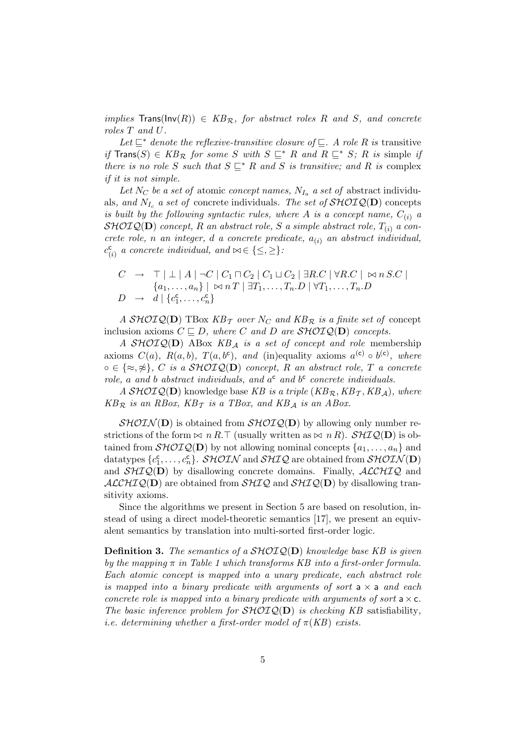*implies* $\mathsf{Trans}(\mathsf{Inv}(R)) \in KB_{\mathcal{R}}$*, for abstract roles* $R$ *and* $S$*, and concrete roles* $T$ *and* $U$*.*

*Let* $\sqsubseteq^*$ *denote the reflexive-transitive closure of* $\sqsubseteq$*. A role* $R$ *is* transitive *if* $\mathsf{Trans}(S) \in KB_{\mathcal{R}}$ *for some* $S$ *with* $S \sqsubseteq^* R$ *and* $R \sqsubseteq^* S$*;* $R$ *is* simple *if there is no role* $S$ *such that* $S \sqsubseteq^* R$ *and* $S$ *is transitive; and* $R$ *is* complex *if it is not simple.*

*Let* $N_C$ *be a set of* atomic *concept names,* $N_{I_a}$ *a set of* abstract individuals*, and* $N_{I_c}$ *a set of* concrete individuals*. The set of* $\mathcal{SHOIQ}(\mathbf{D})$ concepts *is built by the following syntactic rules, where* $A$ *is a concept name,* $C_{(i)}$ *a* $\mathcal{SHOIQ}(\mathbf{D})$ *concept,* $R$ *an abstract role,* $S$ *a simple abstract role,* $T_{(i)}$ *a concrete role,* $n$ *an integer,* $d$ *a concrete predicate,* $a_{(i)}$ *an abstract individual,* $c^{\mathsf{c}}_{(i)}$ *a concrete individual, and* $\bowtie \in \{\leq, \geq\}$*:*

$$
\begin{array}{rcl}
C & \rightarrow & \top \mid \bot \mid A \mid \neg C \mid C_1 \sqcap C_2 \mid C_1 \sqcup C_2 \mid \exists R.C \mid \forall R.C \mid \ \bowtie n\, S.C \mid \\
 & & \{a_1, \ldots, a_n\} \mid \ \bowtie n\, T \mid \exists T_1, \ldots, T_n.D \mid \forall T_1, \ldots, T_n.D \\
D & \rightarrow & d \mid \{c^{\mathsf{c}}_1, \ldots, c^{\mathsf{c}}_n\}
\end{array}
$$

*A* $\mathcal{SHOIQ}(\mathbf{D})$ TBox $KB_{\mathcal{T}}$ *over* $N_C$ *and* $KB_{\mathcal{R}}$ *is a finite set of* concept inclusion axioms $C \sqsubseteq D$*, where* $C$ *and* $D$ *are* $\mathcal{SHOIQ}(\mathbf{D})$ *concepts.*

*A* $\mathcal{SHOIQ}(\mathbf{D})$ ABox $KB_{\mathcal{A}}$ *is a set of concept and role* membership axioms $C(a)$*,* $R(a,b)$*,* $T(a, b^{\mathsf{c}})$*, and* (in)equality axioms $a^{(\mathsf{c})} \circ b^{(\mathsf{c})}$*, where* $\circ \in \{\approx, \not\approx\}$*,* $C$ *is a* $\mathcal{SHOIQ}(\mathbf{D})$ *concept,* $R$ *an abstract role,* $T$ *a concrete role,* $a$ *and* $b$ *abstract individuals, and* $a^{\mathsf{c}}$ *and* $b^{\mathsf{c}}$ *concrete individuals.*

*A* $\mathcal{SHOIQ}(\mathbf{D})$ knowledge base $KB$ *is a triple* $(KB_{\mathcal{R}}, KB_{\mathcal{T}}, KB_{\mathcal{A}})$*, where* $KB_{\mathcal{R}}$ *is an RBox,* $KB_{\mathcal{T}}$ *is a TBox, and* $KB_{\mathcal{A}}$ *is an ABox.*

$\mathcal{SHOIN}(\mathbf{D})$ is obtained from $\mathcal{SHOIQ}(\mathbf{D})$ by allowing only number restrictions of the form $\bowtie\, n\, R.\top$ (usually written as $\bowtie\, n\, R$). $\mathcal{SHIQ}(\mathbf{D})$ is obtained from $\mathcal{SHOIQ}(\mathbf{D})$ by not allowing nominal concepts $\{a_1, \ldots, a_n\}$ and datatypes $\{c^{\mathsf{c}}_1, \ldots, c^{\mathsf{c}}_n\}$. $\mathcal{SHOIN}$ and $\mathcal{SHIQ}$ are obtained from $\mathcal{SHOIN}(\mathbf{D})$ and $\mathcal{SHIQ}(\mathbf{D})$ by disallowing concrete domains. Finally, $\mathcal{ALCHIQ}$ and $\mathcal{ALCHIQ}(\mathbf{D})$ are obtained from $\mathcal{SHIQ}$ and $\mathcal{SHIQ}(\mathbf{D})$ by disallowing transitivity axioms.

Since the algorithms we present in Section 5 are based on resolution, instead of using a direct model-theoretic semantics [17], we present an equivalent semantics by translation into multi-sorted first-order logic.

**Definition 3.** *The semantics of a* $\mathcal{SHOIQ}(\mathbf{D})$ *knowledge base* $KB$ *is given by the mapping* $\pi$ *in Table 1 which transforms* $KB$ *into a first-order formula. Each atomic concept is mapped into a unary predicate, each abstract role is mapped into a binary predicate with arguments of sort* $\mathsf{a} \times \mathsf{a}$ *and each concrete role is mapped into a binary predicate with arguments of sort* $\mathsf{a} \times \mathsf{c}$*. The basic inference problem for* $\mathcal{SHOIQ}(\mathbf{D})$ *is checking* $KB$ satisfiability*, i.e. determining whether a first-order model of* $\pi(KB)$ *exists.*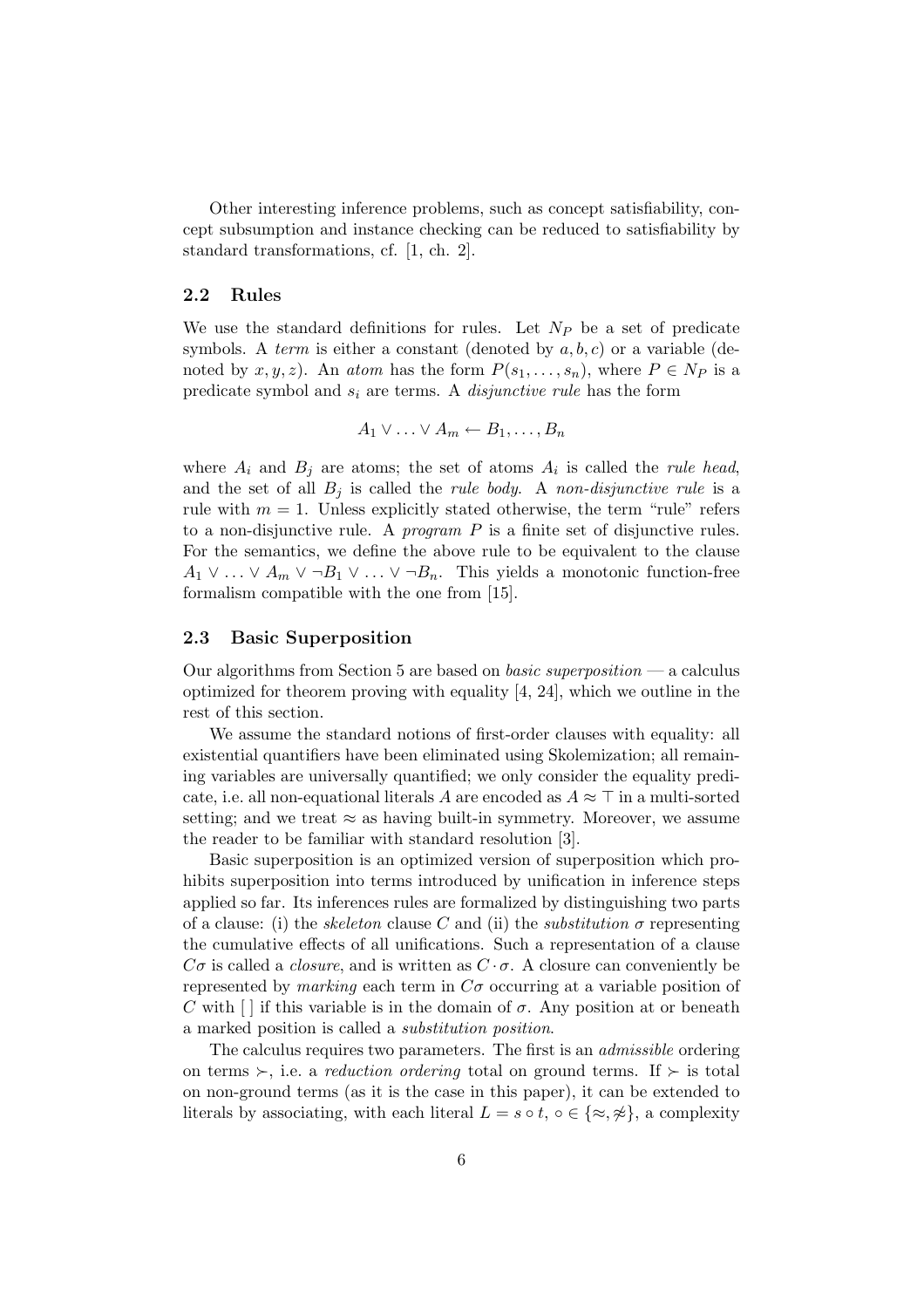Other interesting inference problems, such as concept satisfiability, concept subsumption and instance checking can be reduced to satisfiability by standard transformations, cf. [1, ch. 2].

### 2.2 Rules

We use the standard definitions for rules. Let $N_P$ be a set of predicate symbols. A *term* is either a constant (denoted by $a, b, c$) or a variable (denoted by $x, y, z$). An *atom* has the form $P(s_1, \ldots, s_n)$, where $P \in N_P$ is a predicate symbol and $s_i$ are terms. A *disjunctive rule* has the form

$$A_1 \vee \ldots \vee A_m \leftarrow B_1, \ldots, B_n$$

where $A_i$ and $B_j$ are atoms; the set of atoms $A_i$ is called the *rule head*, and the set of all $B_j$ is called the *rule body*. A *non-disjunctive rule* is a rule with $m = 1$. Unless explicitly stated otherwise, the term "rule" refers to a non-disjunctive rule. A *program* $P$ is a finite set of disjunctive rules. For the semantics, we define the above rule to be equivalent to the clause $A_1 \vee \ldots \vee A_m \vee \neg B_1 \vee \ldots \vee \neg B_n$. This yields a monotonic function-free formalism compatible with the one from [15].

### 2.3 Basic Superposition

Our algorithms from Section 5 are based on *basic superposition* — a calculus optimized for theorem proving with equality [4, 24], which we outline in the rest of this section.

We assume the standard notions of first-order clauses with equality: all existential quantifiers have been eliminated using Skolemization; all remaining variables are universally quantified; we only consider the equality predicate, i.e. all non-equational literals $A$ are encoded as $A \approx \top$ in a multi-sorted setting; and we treat $\approx$ as having built-in symmetry. Moreover, we assume the reader to be familiar with standard resolution [3].

Basic superposition is an optimized version of superposition which prohibits superposition into terms introduced by unification in inference steps applied so far. Its inferences rules are formalized by distinguishing two parts of a clause: (i) the *skeleton* clause $C$ and (ii) the *substitution* $\sigma$ representing the cumulative effects of all unifications. Such a representation of a clause $C\sigma$ is called a *closure*, and is written as $C \cdot \sigma$. A closure can conveniently be represented by *marking* each term in $C\sigma$ occurring at a variable position of $C$ with [ ] if this variable is in the domain of $\sigma$. Any position at or beneath a marked position is called a *substitution position*.

The calculus requires two parameters. The first is an *admissible* ordering on terms $\succ$, i.e. a *reduction ordering* total on ground terms. If $\succ$ is total on non-ground terms (as it is the case in this paper), it can be extended to literals by associating, with each literal $L = s \circ t$, $\circ \in \{\approx, \not\approx\}$, a complexity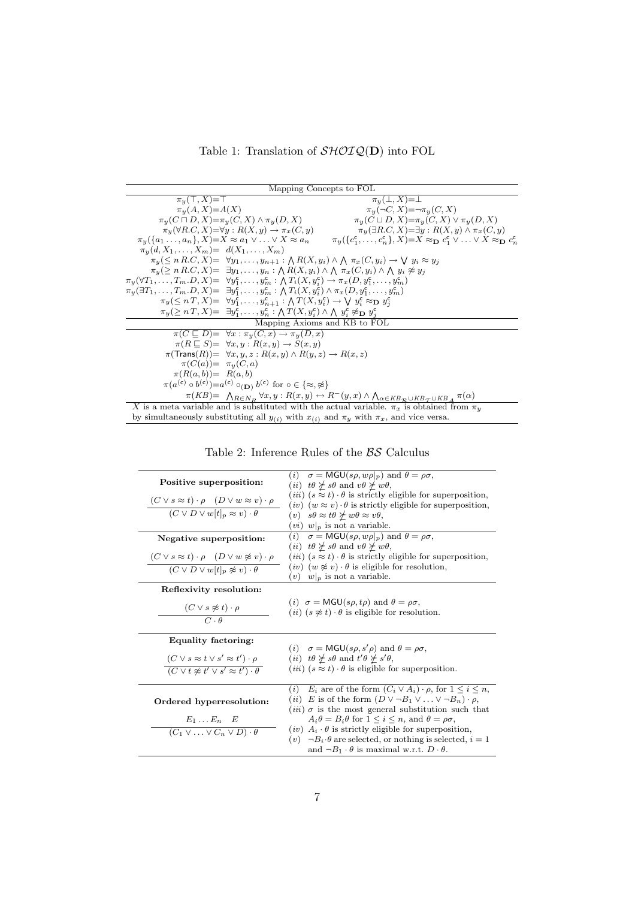Table 1: Translation of $\mathcal{SHOIQ}(\mathbf{D})$ into FOL

| Mapping Concepts to FOL | |
|---|---|
| $\pi_y(\top, X) = \top$ | $\pi_y(\bot, X) = \bot$ |
| $\pi_y(A, X) = A(X)$ | $\pi_y(\neg C, X) = \neg \pi_y(C, X)$ |
| $\pi_y(C \sqcap D, X) = \pi_y(C, X) \wedge \pi_y(D, X)$ | $\pi_y(C \sqcup D, X) = \pi_y(C, X) \vee \pi_y(D, X)$ |
| $\pi_y(\forall R.C, X) = \forall y : R(X, y) \rightarrow \pi_x(C, y)$ | $\pi_y(\exists R.C, X) = \exists y : R(X, y) \wedge \pi_x(C, y)$ |
| $\pi_y(\{a_1 \ldots, a_n\}, X) = X \approx a_1 \vee \ldots \vee X \approx a_n$ | $\pi_y(\{c^{\mathsf{c}}_1, \ldots, c^{\mathsf{c}}_n\}, X) = X \approx_{\mathbf{D}} c^{\mathsf{c}}_1 \vee \ldots \vee X \approx_{\mathbf{D}} c^{\mathsf{c}}_n$ |
| $\pi_y(d, X_1, \ldots, X_m) = d(X_1, \ldots, X_m)$ | |
| $\pi_y(\leq n\, R.C, X) = \forall y_1, \ldots, y_{n+1} : \bigwedge R(X, y_i) \wedge \bigwedge \pi_x(C, y_i) \rightarrow \bigvee y_i \approx y_j$ | |
| $\pi_y(\geq n\, R.C, X) = \exists y_1, \ldots, y_n : \bigwedge R(X, y_i) \wedge \bigwedge \pi_x(C, y_i) \wedge \bigwedge y_i \not\approx y_j$ | |
| $\pi_y(\forall T_1, \ldots, T_m.D, X) = \forall y^{\mathsf{c}}_1, \ldots, y^{\mathsf{c}}_m : \bigwedge T_i(X, y^{\mathsf{c}}_i) \rightarrow \pi_x(D, y^{\mathsf{c}}_1, \ldots, y^{\mathsf{c}}_m)$ | |
| $\pi_y(\exists T_1, \ldots, T_m.D, X) = \exists y^{\mathsf{c}}_1, \ldots, y^{\mathsf{c}}_m : \bigwedge T_i(X, y^{\mathsf{c}}_i) \wedge \pi_x(D, y^{\mathsf{c}}_1, \ldots, y^{\mathsf{c}}_m)$ | |
| $\pi_y(\leq n\, T, X) = \forall y^{\mathsf{c}}_1, \ldots, y^{\mathsf{c}}_{n+1} : \bigwedge T(X, y^{\mathsf{c}}_i) \rightarrow \bigvee y^{\mathsf{c}}_i \approx_{\mathbf{D}} y^{\mathsf{c}}_j$ | |
| $\pi_y(\geq n\, T, X) = \exists y^{\mathsf{c}}_1, \ldots, y^{\mathsf{c}}_n : \bigwedge T(X, y^{\mathsf{c}}_i) \wedge \bigwedge y^{\mathsf{c}}_i \not\approx_{\mathbf{D}} y^{\mathsf{c}}_j$ | |
| **Mapping Axioms and KB to FOL** | |
| $\pi(C \sqsubseteq D) = \forall x : \pi_y(C, x) \rightarrow \pi_y(D, x)$ | |
| $\pi(R \sqsubseteq S) = \forall x, y : R(x, y) \rightarrow S(x, y)$ | |
| $\pi(\mathsf{Trans}(R)) = \forall x, y, z : R(x, y) \wedge R(y, z) \rightarrow R(x, z)$ | |
| $\pi(C(a)) = \pi_y(C, a)$ | |
| $\pi(R(a, b)) = R(a, b)$ | |
| $\pi(a^{(\mathsf{c})} \circ b^{(\mathsf{c})}) = a^{(\mathsf{c})} \circ_{(\mathbf{D})} b^{(\mathsf{c})}$ for $\circ \in \{\approx, \not\approx\}$ | |
| $\pi(KB) = \bigwedge_{R \in N_R} \forall x, y : R(x, y) \leftrightarrow R^-(y, x) \wedge \bigwedge_{\alpha \in KB_{\mathcal{R}} \cup KB_{\mathcal{T}} \cup KB_{\mathcal{A}}} \pi(\alpha)$ | |

$X$ is a meta variable and is substituted with the actual variable. $\pi_x$ is obtained from $\pi_y$ by simultaneously substituting all $y_{(i)}$ with $x_{(i)}$ and $\pi_y$ with $\pi_x$, and vice versa.

Table 2: Inference Rules of the $\mathcal{BS}$ Calculus

| Rule | Conditions |
|---|---|
| **Positive superposition:** $\dfrac{(C \vee s \approx t) \cdot \rho \quad (D \vee w \approx v) \cdot \rho}{(C \vee D \vee w[t]_p \approx v) \cdot \theta}$ | $(i)$ $\sigma = \mathsf{MGU}(s\rho, w\rho\vert_p)$ and $\theta = \rho\sigma$, $(ii)$ $t\theta \not\succeq s\theta$ and $v\theta \not\succeq w\theta$, $(iii)$ $(s \approx t) \cdot \theta$ is strictly eligible for superposition, $(iv)$ $(w \approx v) \cdot \theta$ is strictly eligible for superposition, $(v)$ $s\theta \approx t\theta \not\succeq w\theta \approx v\theta$, $(vi)$ $w\vert_p$ is not a variable. |
| **Negative superposition:** $\dfrac{(C \vee s \approx t) \cdot \rho \quad (D \vee w \not\approx v) \cdot \rho}{(C \vee D \vee w[t]_p \not\approx v) \cdot \theta}$ | $(i)$ $\sigma = \mathsf{MGU}(s\rho, w\rho\vert_p)$ and $\theta = \rho\sigma$, $(ii)$ $t\theta \not\succeq s\theta$ and $v\theta \not\succeq w\theta$, $(iii)$ $(s \approx t) \cdot \theta$ is strictly eligible for superposition, $(iv)$ $(w \not\approx v) \cdot \theta$ is eligible for resolution, $(v)$ $w\vert_p$ is not a variable. |
| **Reflexivity resolution:** $\dfrac{(C \vee s \not\approx t) \cdot \rho}{C \cdot \theta}$ | $(i)$ $\sigma = \mathsf{MGU}(s\rho, t\rho)$ and $\theta = \rho\sigma$, $(ii)$ $(s \not\approx t) \cdot \theta$ is eligible for resolution. |
| **Equality factoring:** $\dfrac{(C \vee s \approx t \vee s' \approx t') \cdot \rho}{(C \vee t \not\approx t' \vee s' \approx t') \cdot \theta}$ | $(i)$ $\sigma = \mathsf{MGU}(s\rho, s'\rho)$ and $\theta = \rho\sigma$, $(ii)$ $t\theta \not\succeq s\theta$ and $t'\theta \not\succeq s'\theta$, $(iii)$ $(s \approx t) \cdot \theta$ is eligible for superposition. |
| **Ordered hyperresolution:** $\dfrac{E_1 \ldots E_n \quad E}{(C_1 \vee \ldots \vee C_n \vee D) \cdot \theta}$ | $(i)$ $E_i$ are of the form $(C_i \vee A_i) \cdot \rho$, for $1 \leq i \leq n$, $(ii)$ $E$ is of the form $(D \vee \neg B_1 \vee \ldots \vee \neg B_n) \cdot \rho$, $(iii)$ $\sigma$ is the most general substitution such that $A_i\theta = B_i\theta$ for $1 \leq i \leq n$, and $\theta = \rho\sigma$, $(iv)$ $A_i \cdot \theta$ is strictly eligible for superposition, $(v)$ $\neg B_i \cdot \theta$ are selected, or nothing is selected, $i = 1$ and $\neg B_1 \cdot \theta$ is maximal w.r.t. $D \cdot \theta$. |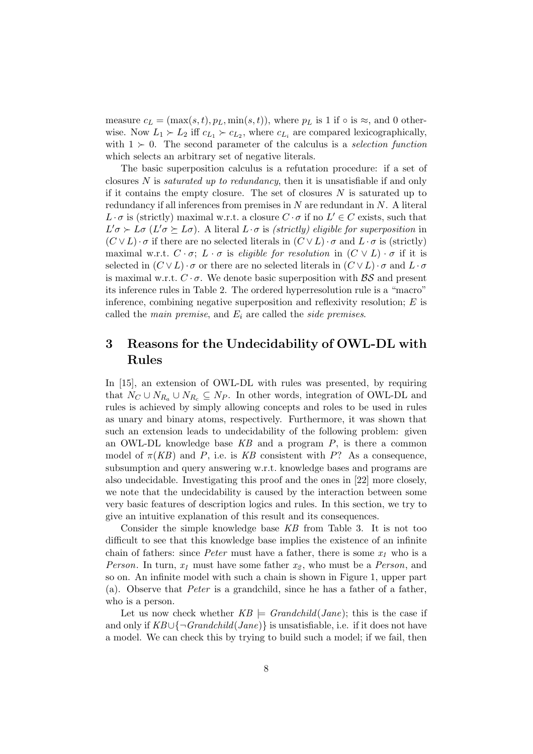measure $c_L = (\max(s,t), p_L, \min(s,t))$, where $p_L$ is 1 if $\circ$ is $\approx$, and 0 otherwise. Now $L_1 \succ L_2$ iff $c_{L_1} \succ c_{L_2}$, where $c_{L_i}$ are compared lexicographically, with $1 \succ 0$. The second parameter of the calculus is a *selection function* which selects an arbitrary set of negative literals.

The basic superposition calculus is a refutation procedure: if a set of closures $N$ is *saturated up to redundancy*, then it is unsatisfiable if and only if it contains the empty closure. The set of closures $N$ is saturated up to redundancy if all inferences from premises in $N$ are redundant in $N$. A literal $L \cdot \sigma$ is (strictly) maximal w.r.t. a closure $C \cdot \sigma$ if no $L' \in C$ exists, such that $L'\sigma \succ L\sigma$ ($L'\sigma \succeq L\sigma$). A literal $L \cdot \sigma$ is *(strictly) eligible for superposition* in $(C \vee L) \cdot \sigma$ if there are no selected literals in $(C \vee L) \cdot \sigma$ and $L \cdot \sigma$ is (strictly) maximal w.r.t. $C \cdot \sigma$; $L \cdot \sigma$ is *eligible for resolution* in $(C \vee L) \cdot \sigma$ if it is selected in $(C \vee L) \cdot \sigma$ or there are no selected literals in $(C \vee L) \cdot \sigma$ and $L \cdot \sigma$ is maximal w.r.t. $C \cdot \sigma$. We denote basic superposition with $\mathcal{BS}$ and present its inference rules in Table 2. The ordered hyperresolution rule is a "macro" inference, combining negative superposition and reflexivity resolution; $E$ is called the *main premise*, and $E_i$ are called the *side premises*.

# 3 Reasons for the Undecidability of OWL-DL with Rules

In [15], an extension of OWL-DL with rules was presented, by requiring that $N_C \cup N_{R_a} \cup N_{R_c} \subseteq N_P$. In other words, integration of OWL-DL and rules is achieved by simply allowing concepts and roles to be used in rules as unary and binary atoms, respectively. Furthermore, it was shown that such an extension leads to undecidability of the following problem: given an OWL-DL knowledge base $KB$ and a program $P$, is there a common model of $\pi(KB)$ and $P$, i.e. is $KB$ consistent with $P$? As a consequence, subsumption and query answering w.r.t. knowledge bases and programs are also undecidable. Investigating this proof and the ones in [22] more closely, we note that the undecidability is caused by the interaction between some very basic features of description logics and rules. In this section, we try to give an intuitive explanation of this result and its consequences.

Consider the simple knowledge base $KB$ from Table 3. It is not too difficult to see that this knowledge base implies the existence of an infinite chain of fathers: since *Peter* must have a father, there is some $x_1$ who is a *Person*. In turn, $x_1$ must have some father $x_2$, who must be a *Person*, and so on. An infinite model with such a chain is shown in Figure 1, upper part (a). Observe that *Peter* is a grandchild, since he has a father of a father, who is a person.

Let us now check whether $KB \models \mathit{Grandchild}(\mathit{Jane})$; this is the case if and only if $KB \cup \{\neg \mathit{Grandchild}(\mathit{Jane})\}$ is unsatisfiable, i.e. if it does not have a model. We can check this by trying to build such a model; if we fail, then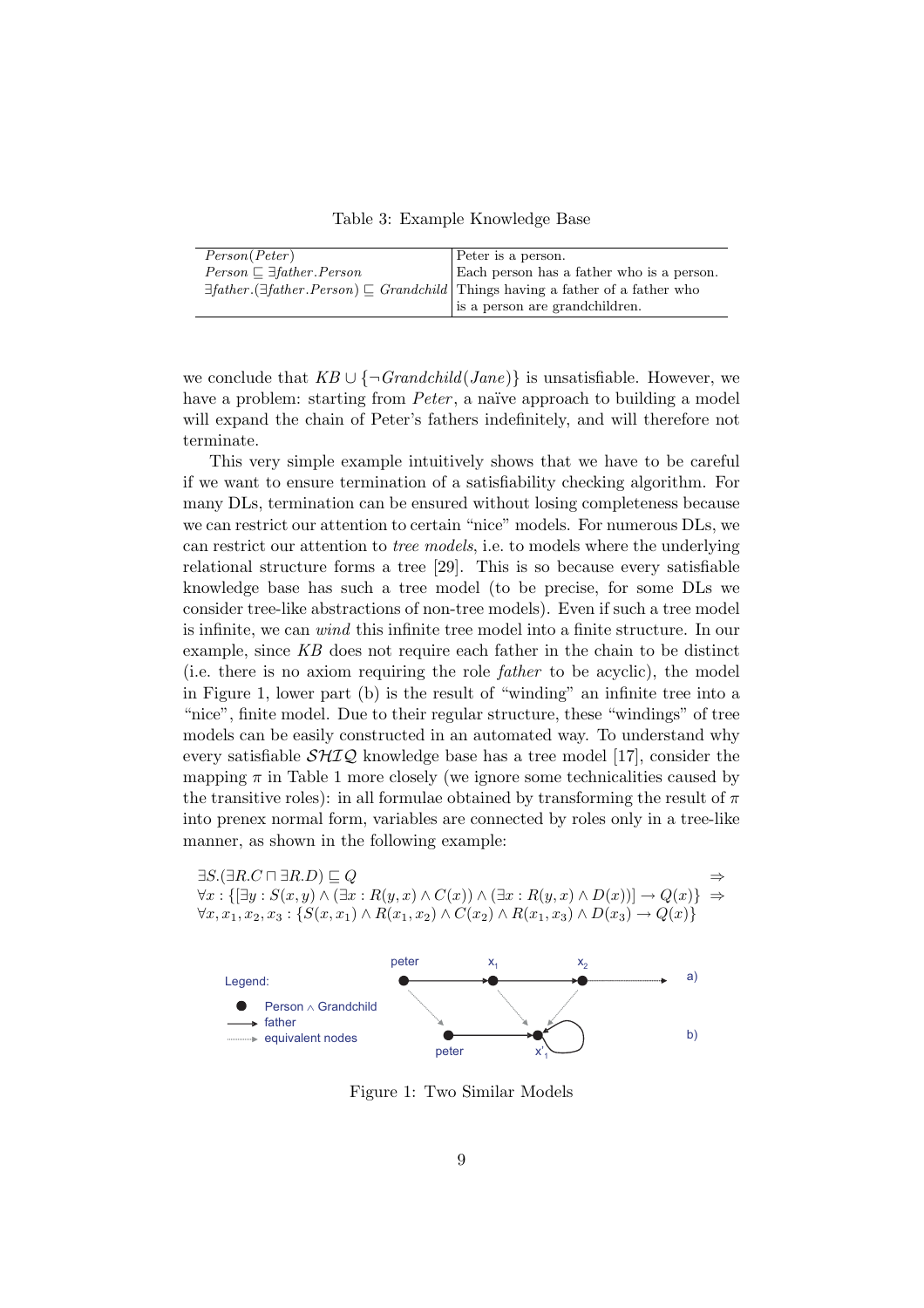Table 3: Example Knowledge Base

| | |
|---|---|
| $Person(Peter)$ | Peter is a person. |
| $Person \sqsubseteq \exists father.Person$ | Each person has a father who is a person. |
| $\exists father.(\exists father.Person) \sqsubseteq Grandchild$ | Things having a father of a father who is a person are grandchildren. |

we conclude that $KB \cup \{\neg Grandchild(Jane)\}$ is unsatisfiable. However, we have a problem: starting from *Peter*, a naïve approach to building a model will expand the chain of Peter's fathers indefinitely, and will therefore not terminate.

This very simple example intuitively shows that we have to be careful if we want to ensure termination of a satisfiability checking algorithm. For many DLs, termination can be ensured without losing completeness because we can restrict our attention to certain "nice" models. For numerous DLs, we can restrict our attention to *tree models*, i.e. to models where the underlying relational structure forms a tree [29]. This is so because every satisfiable knowledge base has such a tree model (to be precise, for some DLs we consider tree-like abstractions of non-tree models). Even if such a tree model is infinite, we can *wind* this infinite tree model into a finite structure. In our example, since *KB* does not require each father in the chain to be distinct (i.e. there is no axiom requiring the role *father* to be acyclic), the model in Figure 1, lower part (b) is the result of "winding" an infinite tree into a "nice", finite model. Due to their regular structure, these "windings" of tree models can be easily constructed in an automated way. To understand why every satisfiable $\mathcal{SHIQ}$ knowledge base has a tree model [17], consider the mapping $\pi$ in Table 1 more closely (we ignore some technicalities caused by the transitive roles): in all formulae obtained by transforming the result of $\pi$ into prenex normal form, variables are connected by roles only in a tree-like manner, as shown in the following example:

$$\exists S.(\exists R.C \sqcap \exists R.D) \sqsubseteq Q \quad \Rightarrow$$
$$\forall x : \{[\exists y : S(x,y) \wedge (\exists x : R(y,x) \wedge C(x)) \wedge (\exists x : R(y,x) \wedge D(x))] \rightarrow Q(x)\} \quad \Rightarrow$$
$$\forall x, x_1, x_2, x_3 : \{S(x,x_1) \wedge R(x_1,x_2) \wedge C(x_2) \wedge R(x_1,x_3) \wedge D(x_3) \rightarrow Q(x)\}$$

Figure 1: Two Similar Models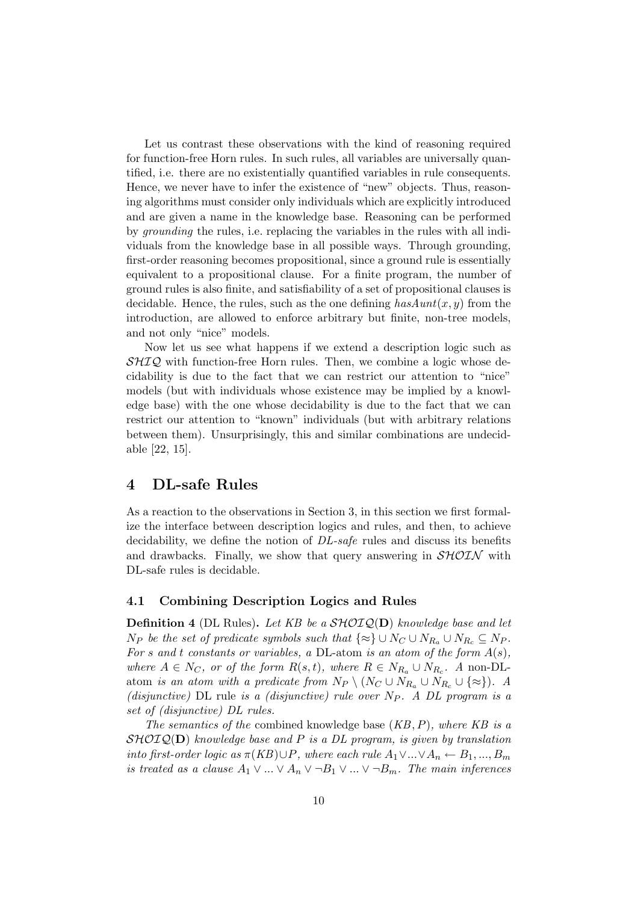Let us contrast these observations with the kind of reasoning required for function-free Horn rules. In such rules, all variables are universally quantified, i.e. there are no existentially quantified variables in rule consequents. Hence, we never have to infer the existence of "new" objects. Thus, reasoning algorithms must consider only individuals which are explicitly introduced and are given a name in the knowledge base. Reasoning can be performed by *grounding* the rules, i.e. replacing the variables in the rules with all individuals from the knowledge base in all possible ways. Through grounding, first-order reasoning becomes propositional, since a ground rule is essentially equivalent to a propositional clause. For a finite program, the number of ground rules is also finite, and satisfiability of a set of propositional clauses is decidable. Hence, the rules, such as the one defining $hasAunt(x, y)$ from the introduction, are allowed to enforce arbitrary but finite, non-tree models, and not only "nice" models.

Now let us see what happens if we extend a description logic such as $\mathcal{SHIQ}$ with function-free Horn rules. Then, we combine a logic whose decidability is due to the fact that we can restrict our attention to "nice" models (but with individuals whose existence may be implied by a knowledge base) with the one whose decidability is due to the fact that we can restrict our attention to "known" individuals (but with arbitrary relations between them). Unsurprisingly, this and similar combinations are undecidable [22, 15].

# 4 DL-safe Rules

As a reaction to the observations in Section 3, in this section we first formalize the interface between description logics and rules, and then, to achieve decidability, we define the notion of *DL-safe* rules and discuss its benefits and drawbacks. Finally, we show that query answering in $\mathcal{SHOIN}$ with DL-safe rules is decidable.

## 4.1 Combining Description Logics and Rules

**Definition 4** (DL Rules)**.** *Let KB be a $\mathcal{SHOIQ}(\mathbf{D})$ knowledge base and let $N_P$ be the set of predicate symbols such that $\{\approx\} \cup N_C \cup N_{R_a} \cup N_{R_c} \subseteq N_P$. For s and t constants or variables, a* DL-atom *is an atom of the form $A(s)$, where $A \in N_C$, or of the form $R(s,t)$, where $R \in N_{R_a} \cup N_{R_c}$. A* non-DL-atom *is an atom with a predicate from $N_P \setminus (N_C \cup N_{R_a} \cup N_{R_c} \cup \{\approx\})$. A (disjunctive)* DL rule *is a (disjunctive) rule over $N_P$. A DL program is a set of (disjunctive) DL rules.*

*The semantics of the* combined knowledge base *$(KB, P)$, where KB is a $\mathcal{SHOIQ}(\mathbf{D})$ knowledge base and P is a DL program, is given by translation into first-order logic as $\pi(KB) \cup P$, where each rule $A_1 \vee ... \vee A_n \leftarrow B_1, ..., B_m$ is treated as a clause $A_1 \vee ... \vee A_n \vee \neg B_1 \vee ... \vee \neg B_m$. The main inferences*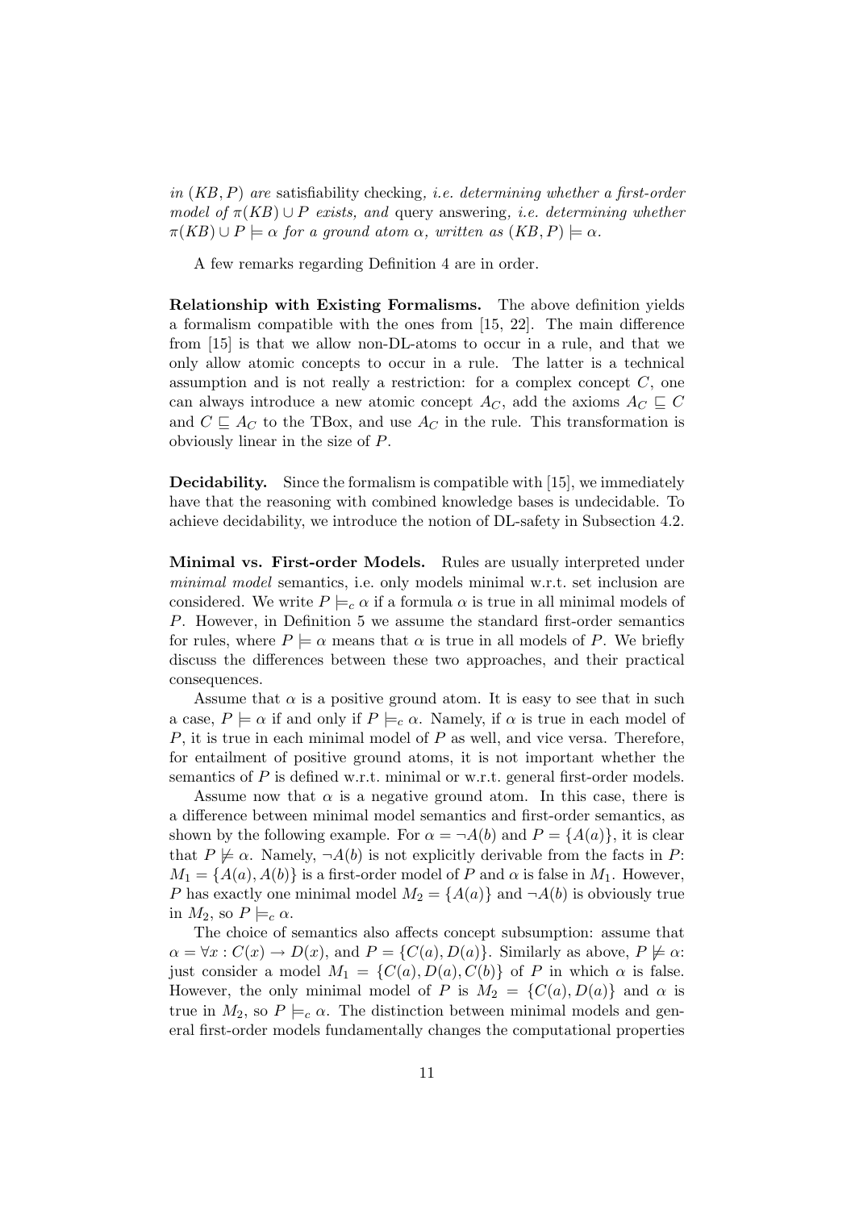*in* $(KB, P)$ *are* satisfiability checking*, i.e. determining whether a first-order model of* $\pi(KB) \cup P$ *exists, and* query answering*, i.e. determining whether* $\pi(KB) \cup P \models \alpha$ *for a ground atom* $\alpha$*, written as* $(KB, P) \models \alpha$*.*

A few remarks regarding Definition 4 are in order.

**Relationship with Existing Formalisms.** The above definition yields a formalism compatible with the ones from [15, 22]. The main difference from [15] is that we allow non-DL-atoms to occur in a rule, and that we only allow atomic concepts to occur in a rule. The latter is a technical assumption and is not really a restriction: for a complex concept $C$, one can always introduce a new atomic concept $A_C$, add the axioms $A_C \sqsubseteq C$ and $C \sqsubseteq A_C$ to the TBox, and use $A_C$ in the rule. This transformation is obviously linear in the size of $P$.

**Decidability.** Since the formalism is compatible with [15], we immediately have that the reasoning with combined knowledge bases is undecidable. To achieve decidability, we introduce the notion of DL-safety in Subsection 4.2.

**Minimal vs. First-order Models.** Rules are usually interpreted under *minimal model* semantics, i.e. only models minimal w.r.t. set inclusion are considered. We write $P \models_c \alpha$ if a formula $\alpha$ is true in all minimal models of $P$. However, in Definition 5 we assume the standard first-order semantics for rules, where $P \models \alpha$ means that $\alpha$ is true in all models of $P$. We briefly discuss the differences between these two approaches, and their practical consequences.

Assume that $\alpha$ is a positive ground atom. It is easy to see that in such a case, $P \models \alpha$ if and only if $P \models_c \alpha$. Namely, if $\alpha$ is true in each model of $P$, it is true in each minimal model of $P$ as well, and vice versa. Therefore, for entailment of positive ground atoms, it is not important whether the semantics of $P$ is defined w.r.t. minimal or w.r.t. general first-order models.

Assume now that $\alpha$ is a negative ground atom. In this case, there is a difference between minimal model semantics and first-order semantics, as shown by the following example. For $\alpha = \neg A(b)$ and $P = \{A(a)\}$, it is clear that $P \not\models \alpha$. Namely, $\neg A(b)$ is not explicitly derivable from the facts in $P$: $M_1 = \{A(a), A(b)\}$ is a first-order model of $P$ and $\alpha$ is false in $M_1$. However, $P$ has exactly one minimal model $M_2 = \{A(a)\}$ and $\neg A(b)$ is obviously true in $M_2$, so $P \models_c \alpha$.

The choice of semantics also affects concept subsumption: assume that $\alpha = \forall x : C(x) \rightarrow D(x)$, and $P = \{C(a), D(a)\}$. Similarly as above, $P \not\models \alpha$: just consider a model $M_1 = \{C(a), D(a), C(b)\}$ of $P$ in which $\alpha$ is false. However, the only minimal model of $P$ is $M_2 = \{C(a), D(a)\}$ and $\alpha$ is true in $M_2$, so $P \models_c \alpha$. The distinction between minimal models and general first-order models fundamentally changes the computational properties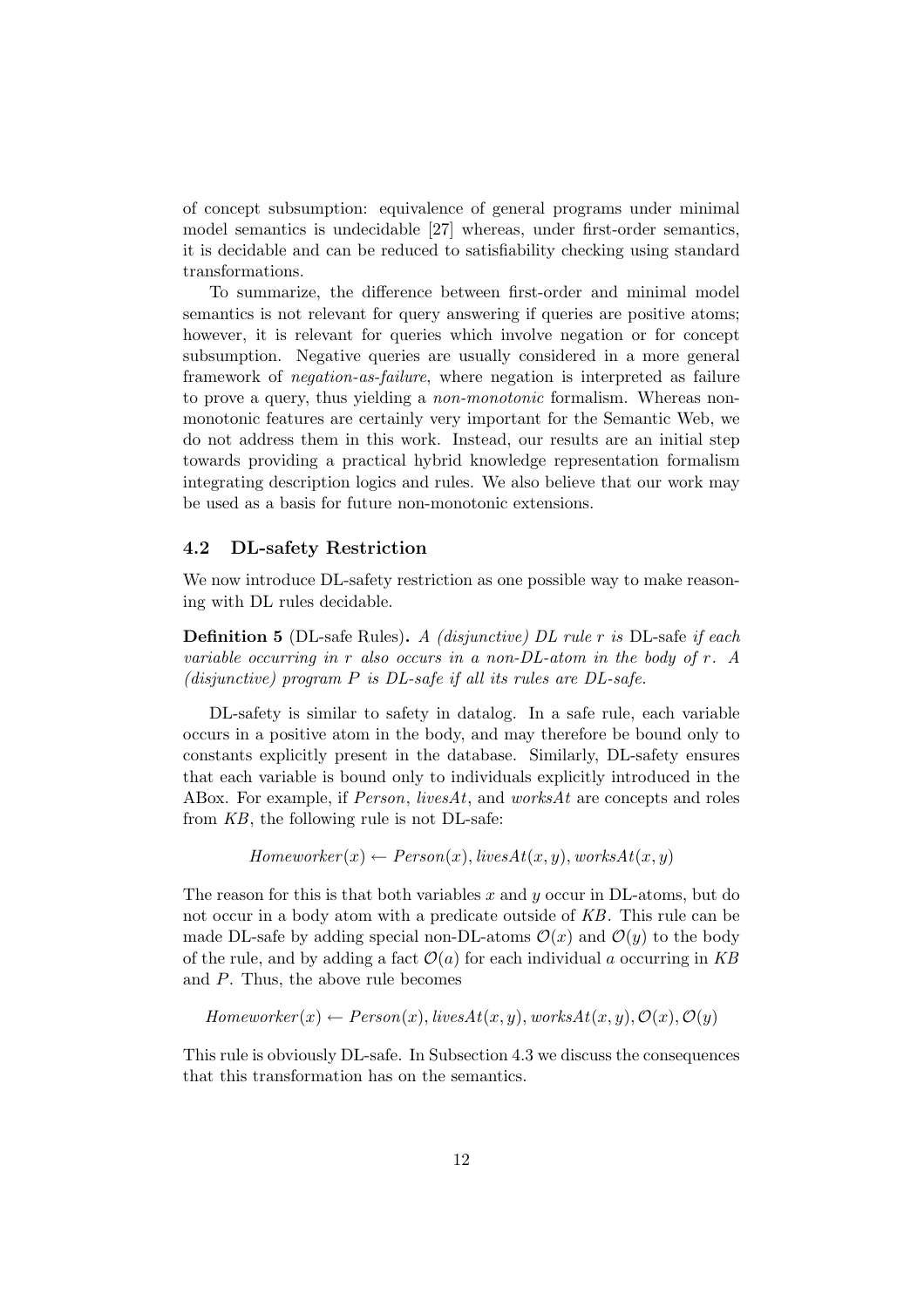of concept subsumption: equivalence of general programs under minimal model semantics is undecidable [27] whereas, under first-order semantics, it is decidable and can be reduced to satisfiability checking using standard transformations.

To summarize, the difference between first-order and minimal model semantics is not relevant for query answering if queries are positive atoms; however, it is relevant for queries which involve negation or for concept subsumption. Negative queries are usually considered in a more general framework of *negation-as-failure*, where negation is interpreted as failure to prove a query, thus yielding a *non-monotonic* formalism. Whereas non-monotonic features are certainly very important for the Semantic Web, we do not address them in this work. Instead, our results are an initial step towards providing a practical hybrid knowledge representation formalism integrating description logics and rules. We also believe that our work may be used as a basis for future non-monotonic extensions.

### 4.2 DL-safety Restriction

We now introduce DL-safety restriction as one possible way to make reasoning with DL rules decidable.

**Definition 5** (DL-safe Rules)**.** *A (disjunctive) DL rule $r$ is* DL-safe *if each variable occurring in $r$ also occurs in a non-DL-atom in the body of $r$. A (disjunctive) program $P$ is DL-safe if all its rules are DL-safe.*

DL-safety is similar to safety in datalog. In a safe rule, each variable occurs in a positive atom in the body, and may therefore be bound only to constants explicitly present in the database. Similarly, DL-safety ensures that each variable is bound only to individuals explicitly introduced in the ABox. For example, if *Person*, *livesAt*, and *worksAt* are concepts and roles from *KB*, the following rule is not DL-safe:

$$Homeworker(x) \leftarrow Person(x), livesAt(x, y), worksAt(x, y)$$

The reason for this is that both variables $x$ and $y$ occur in DL-atoms, but do not occur in a body atom with a predicate outside of *KB*. This rule can be made DL-safe by adding special non-DL-atoms $\mathcal{O}(x)$ and $\mathcal{O}(y)$ to the body of the rule, and by adding a fact $\mathcal{O}(a)$ for each individual $a$ occurring in *KB* and $P$. Thus, the above rule becomes

$$Homeworker(x) \leftarrow Person(x), livesAt(x, y), worksAt(x, y), \mathcal{O}(x), \mathcal{O}(y)$$

This rule is obviously DL-safe. In Subsection 4.3 we discuss the consequences that this transformation has on the semantics.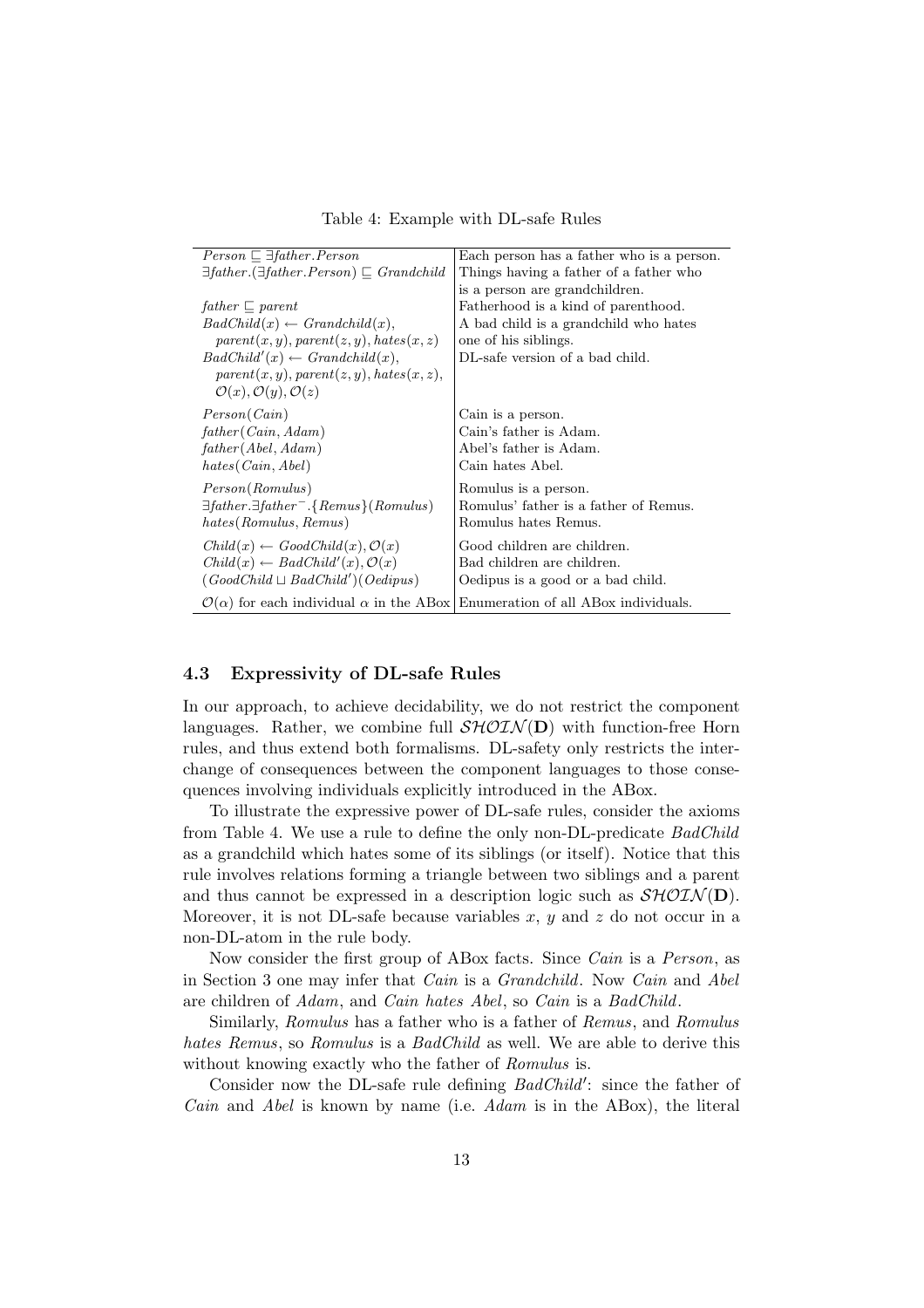Table 4: Example with DL-safe Rules

| | |
|---|---|
| $Person \sqsubseteq \exists father.Person$ | Each person has a father who is a person. |
| $\exists father.(\exists father.Person) \sqsubseteq Grandchild$ | Things having a father of a father who is a person are grandchildren. |
| $father \sqsubseteq parent$ | Fatherhood is a kind of parenthood. |
| $BadChild(x) \leftarrow Grandchild(x), parent(x,y), parent(z,y), hates(x,z)$ | A bad child is a grandchild who hates one of his siblings. |
| $BadChild'(x) \leftarrow Grandchild(x), parent(x,y), parent(z,y), hates(x,z), \mathcal{O}(x), \mathcal{O}(y), \mathcal{O}(z)$ | DL-safe version of a bad child. |
| $Person(Cain)$ | Cain is a person. |
| $father(Cain, Adam)$ | Cain's father is Adam. |
| $father(Abel, Adam)$ | Abel's father is Adam. |
| $hates(Cain, Abel)$ | Cain hates Abel. |
| $Person(Romulus)$ | Romulus is a person. |
| $\exists father.\exists father^{-}.\{Remus\}(Romulus)$ | Romulus' father is a father of Remus. |
| $hates(Romulus, Remus)$ | Romulus hates Remus. |
| $Child(x) \leftarrow GoodChild(x), \mathcal{O}(x)$ | Good children are children. |
| $Child(x) \leftarrow BadChild'(x), \mathcal{O}(x)$ | Bad children are children. |
| $(GoodChild \sqcup BadChild')(Oedipus)$ | Oedipus is a good or a bad child. |
| $\mathcal{O}(\alpha)$ for each individual $\alpha$ in the ABox | Enumeration of all ABox individuals. |

### 4.3 Expressivity of DL-safe Rules

In our approach, to achieve decidability, we do not restrict the component languages. Rather, we combine full $\mathcal{SHOIN}(\mathbf{D})$ with function-free Horn rules, and thus extend both formalisms. DL-safety only restricts the interchange of consequences between the component languages to those consequences involving individuals explicitly introduced in the ABox.

To illustrate the expressive power of DL-safe rules, consider the axioms from Table 4. We use a rule to define the only non-DL-predicate *BadChild* as a grandchild which hates some of its siblings (or itself). Notice that this rule involves relations forming a triangle between two siblings and a parent and thus cannot be expressed in a description logic such as $\mathcal{SHOIN}(\mathbf{D})$. Moreover, it is not DL-safe because variables $x$, $y$ and $z$ do not occur in a non-DL-atom in the rule body.

Now consider the first group of ABox facts. Since *Cain* is a *Person*, as in Section 3 one may infer that *Cain* is a *Grandchild*. Now *Cain* and *Abel* are children of *Adam*, and *Cain hates Abel*, so *Cain* is a *BadChild*.

Similarly, *Romulus* has a father who is a father of *Remus*, and *Romulus hates Remus*, so *Romulus* is a *BadChild* as well. We are able to derive this without knowing exactly who the father of *Romulus* is.

Consider now the DL-safe rule defining *BadChild'*: since the father of *Cain* and *Abel* is known by name (i.e. *Adam* is in the ABox), the literal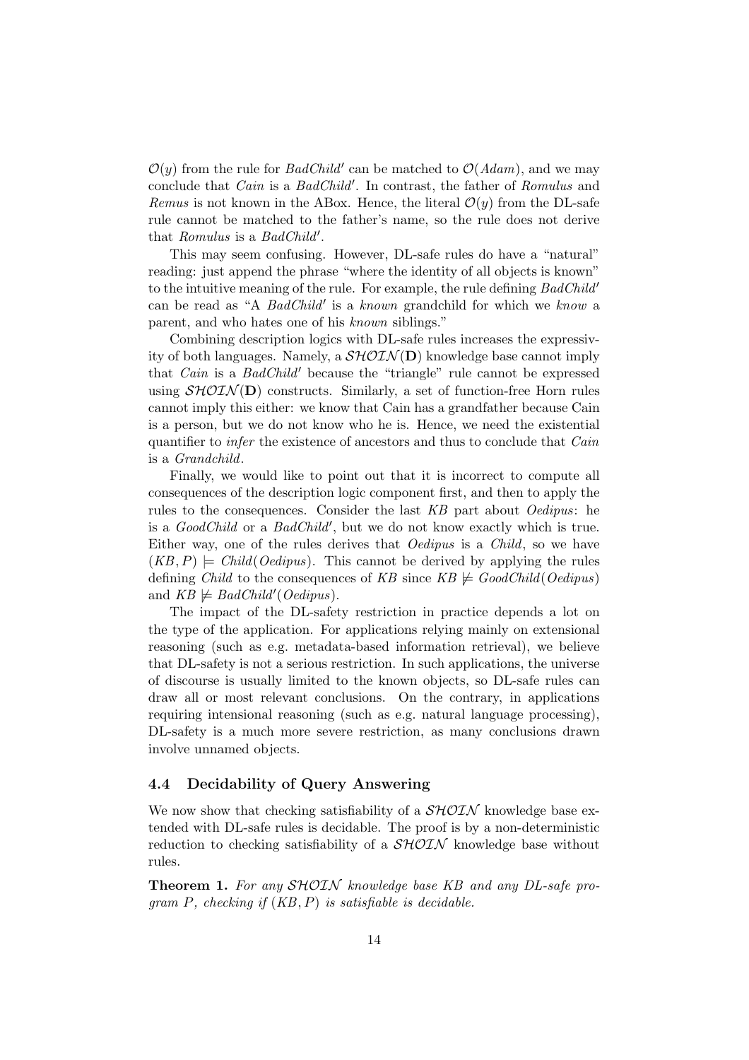$\mathcal{O}(y)$ from the rule for *BadChild'* can be matched to $\mathcal{O}(Adam)$, and we may conclude that *Cain* is a *BadChild'*. In contrast, the father of *Romulus* and *Remus* is not known in the ABox. Hence, the literal $\mathcal{O}(y)$ from the DL-safe rule cannot be matched to the father's name, so the rule does not derive that *Romulus* is a *BadChild'*.

This may seem confusing. However, DL-safe rules do have a "natural" reading: just append the phrase "where the identity of all objects is known" to the intuitive meaning of the rule. For example, the rule defining *BadChild'* can be read as "A *BadChild'* is a *known* grandchild for which we *know* a parent, and who hates one of his *known* siblings."

Combining description logics with DL-safe rules increases the expressivity of both languages. Namely, a $\mathcal{SHOIN}(\mathbf{D})$ knowledge base cannot imply that *Cain* is a *BadChild'* because the "triangle" rule cannot be expressed using $\mathcal{SHOIN}(\mathbf{D})$ constructs. Similarly, a set of function-free Horn rules cannot imply this either: we know that Cain has a grandfather because Cain is a person, but we do not know who he is. Hence, we need the existential quantifier to *infer* the existence of ancestors and thus to conclude that *Cain* is a *Grandchild*.

Finally, we would like to point out that it is incorrect to compute all consequences of the description logic component first, and then to apply the rules to the consequences. Consider the last *KB* part about *Oedipus*: he is a *GoodChild* or a *BadChild'*, but we do not know exactly which is true. Either way, one of the rules derives that *Oedipus* is a *Child*, so we have $(KB, P) \models Child(Oedipus)$. This cannot be derived by applying the rules defining *Child* to the consequences of *KB* since $KB \not\models GoodChild(Oedipus)$ and $KB \not\models BadChild'(Oedipus)$.

The impact of the DL-safety restriction in practice depends a lot on the type of the application. For applications relying mainly on extensional reasoning (such as e.g. metadata-based information retrieval), we believe that DL-safety is not a serious restriction. In such applications, the universe of discourse is usually limited to the known objects, so DL-safe rules can draw all or most relevant conclusions. On the contrary, in applications requiring intensional reasoning (such as e.g. natural language processing), DL-safety is a much more severe restriction, as many conclusions drawn involve unnamed objects.

### 4.4 Decidability of Query Answering

We now show that checking satisfiability of a $\mathcal{SHOIN}$ knowledge base extended with DL-safe rules is decidable. The proof is by a non-deterministic reduction to checking satisfiability of a $\mathcal{SHOIN}$ knowledge base without rules.

**Theorem 1.** *For any $\mathcal{SHOIN}$ knowledge base KB and any DL-safe program P, checking if $(KB, P)$ is satisfiable is decidable.*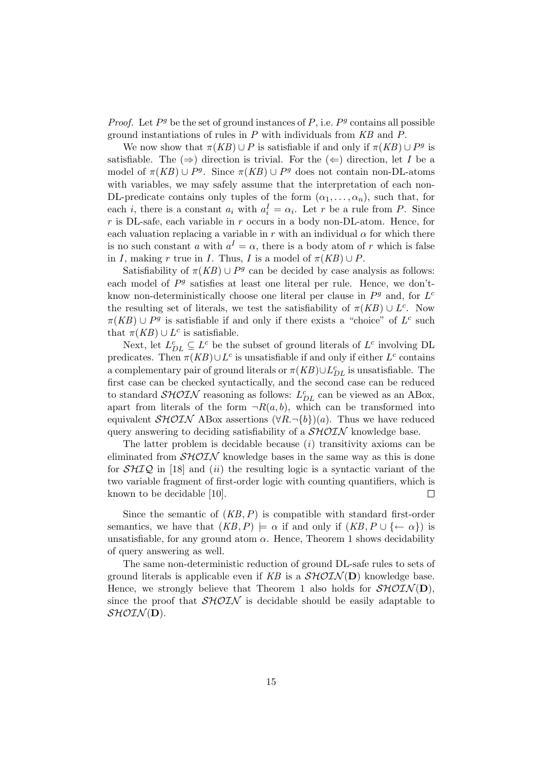*Proof.* Let $P^g$ be the set of ground instances of $P$, i.e. $P^g$ contains all possible ground instantiations of rules in $P$ with individuals from $KB$ and $P$.

We now show that $\pi(KB) \cup P$ is satisfiable if and only if $\pi(KB) \cup P^g$ is satisfiable. The ($\Rightarrow$) direction is trivial. For the ($\Leftarrow$) direction, let $I$ be a model of $\pi(KB) \cup P^g$. Since $\pi(KB) \cup P^g$ does not contain non-DL-atoms with variables, we may safely assume that the interpretation of each non-DL-predicate contains only tuples of the form $(\alpha_1, \ldots, \alpha_n)$, such that, for each $i$, there is a constant $a_i$ with $a_i^I = \alpha_i$. Let $r$ be a rule from $P$. Since $r$ is DL-safe, each variable in $r$ occurs in a body non-DL-atom. Hence, for each valuation replacing a variable in $r$ with an individual $\alpha$ for which there is no such constant $a$ with $a^I = \alpha$, there is a body atom of $r$ which is false in $I$, making $r$ true in $I$. Thus, $I$ is a model of $\pi(KB) \cup P$.

Satisfiability of $\pi(KB) \cup P^g$ can be decided by case analysis as follows: each model of $P^g$ satisfies at least one literal per rule. Hence, we don't-know non-deterministically choose one literal per clause in $P^g$ and, for $L^c$ the resulting set of literals, we test the satisfiability of $\pi(KB) \cup L^c$. Now $\pi(KB) \cup P^g$ is satisfiable if and only if there exists a "choice" of $L^c$ such that $\pi(KB) \cup L^c$ is satisfiable.

Next, let $L^c_{DL} \subseteq L^c$ be the subset of ground literals of $L^c$ involving DL predicates. Then $\pi(KB) \cup L^c$ is unsatisfiable if and only if either $L^c$ contains a complementary pair of ground literals or $\pi(KB) \cup L^c_{DL}$ is unsatisfiable. The first case can be checked syntactically, and the second case can be reduced to standard $\mathcal{SHOIN}$ reasoning as follows: $L^c_{DL}$ can be viewed as an ABox, apart from literals of the form $\neg R(a, b)$, which can be transformed into equivalent $\mathcal{SHOIN}$ ABox assertions $(\forall R.\neg\{b\})(a)$. Thus we have reduced query answering to deciding satisfiability of a $\mathcal{SHOIN}$ knowledge base.

The latter problem is decidable because ($i$) transitivity axioms can be eliminated from $\mathcal{SHOIN}$ knowledge bases in the same way as this is done for $\mathcal{SHIQ}$ in [18] and ($ii$) the resulting logic is a syntactic variant of the two variable fragment of first-order logic with counting quantifiers, which is known to be decidable [10]. $\square$

Since the semantic of $(KB, P)$ is compatible with standard first-order semantics, we have that $(KB, P) \models \alpha$ if and only if $(KB, P \cup \{\leftarrow \alpha\})$ is unsatisfiable, for any ground atom $\alpha$. Hence, Theorem 1 shows decidability of query answering as well.

The same non-deterministic reduction of ground DL-safe rules to sets of ground literals is applicable even if $KB$ is a $\mathcal{SHOIN}(\mathbf{D})$ knowledge base. Hence, we strongly believe that Theorem 1 also holds for $\mathcal{SHOIN}(\mathbf{D})$, since the proof that $\mathcal{SHOIN}$ is decidable should be easily adaptable to $\mathcal{SHOIN}(\mathbf{D})$.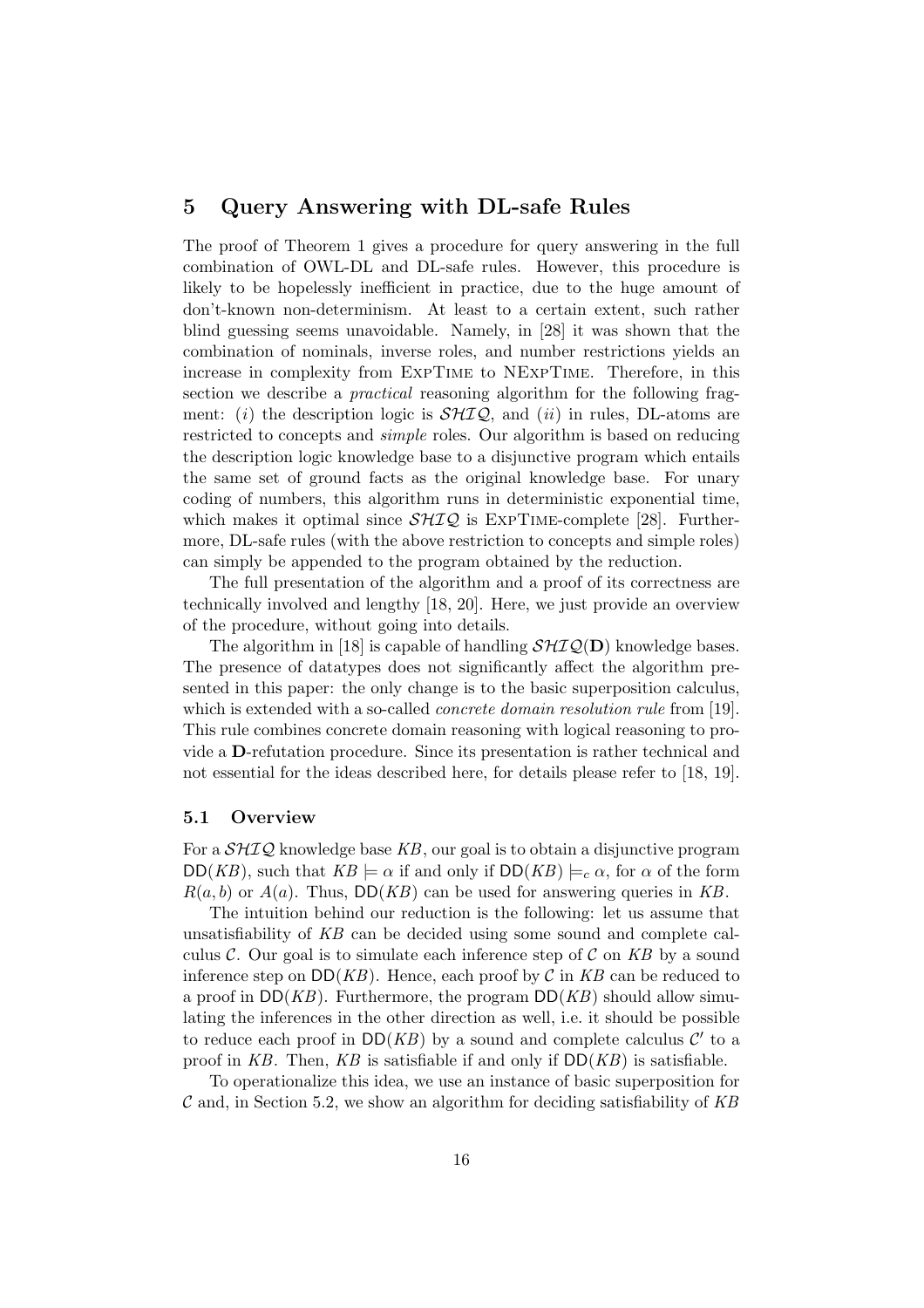## 5 Query Answering with DL-safe Rules

The proof of Theorem 1 gives a procedure for query answering in the full combination of OWL-DL and DL-safe rules. However, this procedure is likely to be hopelessly inefficient in practice, due to the huge amount of don't-known non-determinism. At least to a certain extent, such rather blind guessing seems unavoidable. Namely, in [28] it was shown that the combination of nominals, inverse roles, and number restrictions yields an increase in complexity from ExpTime to NExpTime. Therefore, in this section we describe a *practical* reasoning algorithm for the following fragment: (*i*) the description logic is $\mathcal{SHIQ}$, and (*ii*) in rules, DL-atoms are restricted to concepts and *simple* roles. Our algorithm is based on reducing the description logic knowledge base to a disjunctive program which entails the same set of ground facts as the original knowledge base. For unary coding of numbers, this algorithm runs in deterministic exponential time, which makes it optimal since $\mathcal{SHIQ}$ is ExpTime-complete [28]. Furthermore, DL-safe rules (with the above restriction to concepts and simple roles) can simply be appended to the program obtained by the reduction.

The full presentation of the algorithm and a proof of its correctness are technically involved and lengthy [18, 20]. Here, we just provide an overview of the procedure, without going into details.

The algorithm in [18] is capable of handling $\mathcal{SHIQ}(\mathbf{D})$ knowledge bases. The presence of datatypes does not significantly affect the algorithm presented in this paper: the only change is to the basic superposition calculus, which is extended with a so-called *concrete domain resolution rule* from [19]. This rule combines concrete domain reasoning with logical reasoning to provide a **D**-refutation procedure. Since its presentation is rather technical and not essential for the ideas described here, for details please refer to [18, 19].

### 5.1 Overview

For a $\mathcal{SHIQ}$ knowledge base $KB$, our goal is to obtain a disjunctive program $\mathsf{DD}(KB)$, such that $KB \models \alpha$ if and only if $\mathsf{DD}(KB) \models_c \alpha$, for $\alpha$ of the form $R(a, b)$ or $A(a)$. Thus, $\mathsf{DD}(KB)$ can be used for answering queries in $KB$.

The intuition behind our reduction is the following: let us assume that unsatisfiability of $KB$ can be decided using some sound and complete calculus $\mathcal{C}$. Our goal is to simulate each inference step of $\mathcal{C}$ on $KB$ by a sound inference step on $\mathsf{DD}(KB)$. Hence, each proof by $\mathcal{C}$ in $KB$ can be reduced to a proof in $\mathsf{DD}(KB)$. Furthermore, the program $\mathsf{DD}(KB)$ should allow simulating the inferences in the other direction as well, i.e. it should be possible to reduce each proof in $\mathsf{DD}(KB)$ by a sound and complete calculus $\mathcal{C}'$ to a proof in $KB$. Then, $KB$ is satisfiable if and only if $\mathsf{DD}(KB)$ is satisfiable.

To operationalize this idea, we use an instance of basic superposition for $\mathcal{C}$ and, in Section 5.2, we show an algorithm for deciding satisfiability of $KB$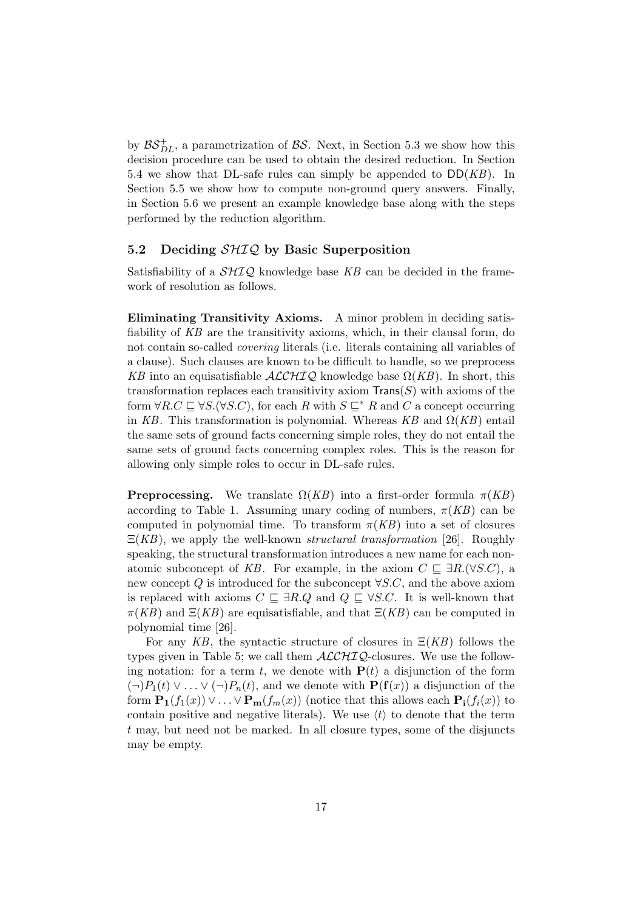by $\mathcal{BS}^+_{DL}$, a parametrization of $\mathcal{BS}$. Next, in Section 5.3 we show how this decision procedure can be used to obtain the desired reduction. In Section 5.4 we show that DL-safe rules can simply be appended to $\mathsf{DD}(KB)$. In Section 5.5 we show how to compute non-ground query answers. Finally, in Section 5.6 we present an example knowledge base along with the steps performed by the reduction algorithm.

### 5.2 Deciding $\mathcal{SHIQ}$ by Basic Superposition

Satisfiability of a $\mathcal{SHIQ}$ knowledge base $KB$ can be decided in the framework of resolution as follows.

**Eliminating Transitivity Axioms.** A minor problem in deciding satisfiability of $KB$ are the transitivity axioms, which, in their clausal form, do not contain so-called *covering* literals (i.e. literals containing all variables of a clause). Such clauses are known to be difficult to handle, so we preprocess $KB$ into an equisatisfiable $\mathcal{ALCHIQ}$ knowledge base $\Omega(KB)$. In short, this transformation replaces each transitivity axiom $\mathsf{Trans}(S)$ with axioms of the form $\forall R.C \sqsubseteq \forall S.(\forall S.C)$, for each $R$ with $S \sqsubseteq^* R$ and $C$ a concept occurring in $KB$. This transformation is polynomial. Whereas $KB$ and $\Omega(KB)$ entail the same sets of ground facts concerning simple roles, they do not entail the same sets of ground facts concerning complex roles. This is the reason for allowing only simple roles to occur in DL-safe rules.

**Preprocessing.** We translate $\Omega(KB)$ into a first-order formula $\pi(KB)$ according to Table 1. Assuming unary coding of numbers, $\pi(KB)$ can be computed in polynomial time. To transform $\pi(KB)$ into a set of closures $\Xi(KB)$, we apply the well-known *structural transformation* [26]. Roughly speaking, the structural transformation introduces a new name for each non-atomic subconcept of $KB$. For example, in the axiom $C \sqsubseteq \exists R.(\forall S.C)$, a new concept $Q$ is introduced for the subconcept $\forall S.C$, and the above axiom is replaced with axioms $C \sqsubseteq \exists R.Q$ and $Q \sqsubseteq \forall S.C$. It is well-known that $\pi(KB)$ and $\Xi(KB)$ are equisatisfiable, and that $\Xi(KB)$ can be computed in polynomial time [26].

For any $KB$, the syntactic structure of closures in $\Xi(KB)$ follows the types given in Table 5; we call them $\mathcal{ALCHIQ}$-closures. We use the following notation: for a term $t$, we denote with $\mathbf{P}(t)$ a disjunction of the form $(\neg)P_1(t) \vee \ldots \vee (\neg)P_n(t)$, and we denote with $\mathbf{P}(\mathbf{f}(x))$ a disjunction of the form $\mathbf{P_1}(f_1(x)) \vee \ldots \vee \mathbf{P_m}(f_m(x))$ (notice that this allows each $\mathbf{P_i}(f_i(x))$ to contain positive and negative literals). We use $\langle t \rangle$ to denote that the term $t$ may, but need not be marked. In all closure types, some of the disjuncts may be empty.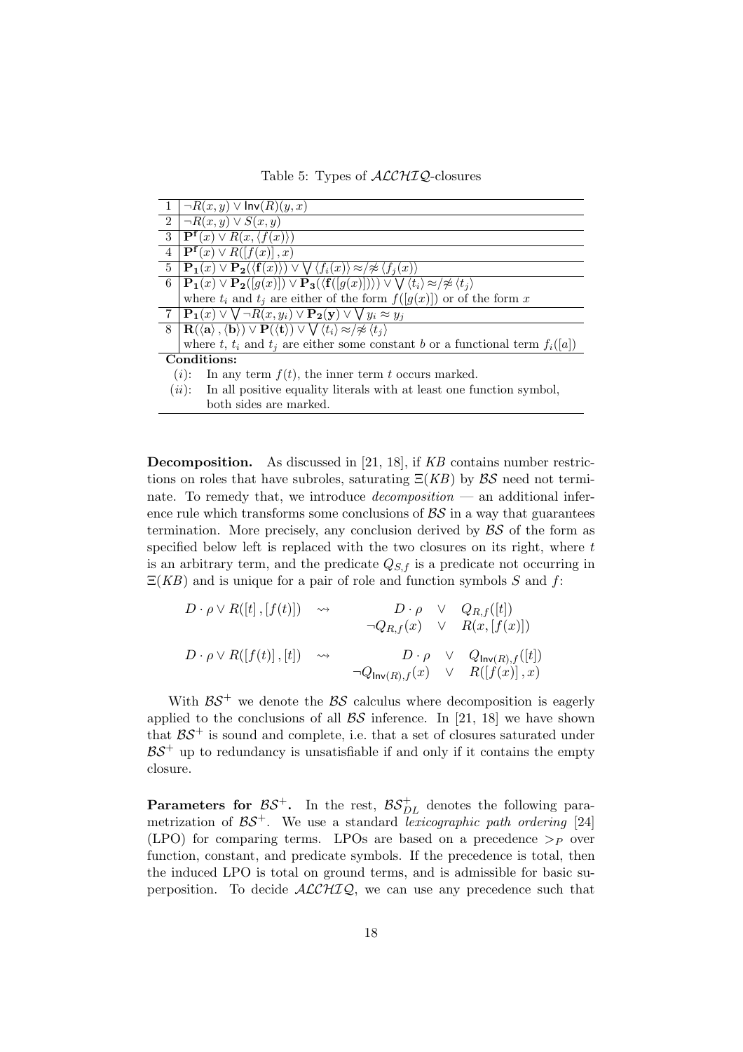Table 5: Types of $\mathcal{ALCHIQ}$-closures

| | |
|---|---|
| 1 | $\neg R(x,y) \vee \mathsf{Inv}(R)(y,x)$ |
| 2 | $\neg R(x,y) \vee S(x,y)$ |
| 3 | $\mathbf{P^f}(x) \vee R(x, \langle f(x) \rangle)$ |
| 4 | $\mathbf{P^f}(x) \vee R([f(x)], x)$ |
| 5 | $\mathbf{P_1}(x) \vee \mathbf{P_2}(\langle \mathbf{f}(x) \rangle) \vee \bigvee \langle f_i(x) \rangle \approx / \not\approx \langle f_j(x) \rangle$ |
| 6 | $\mathbf{P_1}(x) \vee \mathbf{P_2}([g(x)]) \vee \mathbf{P_3}(\langle \mathbf{f}([g(x)]) \rangle) \vee \bigvee \langle t_i \rangle \approx / \not\approx \langle t_j \rangle$ |
| | where $t_i$ and $t_j$ are either of the form $f([g(x)])$ or of the form $x$ |
| 7 | $\mathbf{P_1}(x) \vee \bigvee \neg R(x, y_i) \vee \mathbf{P_2}(\mathbf{y}) \vee \bigvee y_i \approx y_j$ |
| 8 | $\mathbf{R}(\langle \mathbf{a} \rangle, \langle \mathbf{b} \rangle) \vee \mathbf{P}(\langle \mathbf{t} \rangle) \vee \bigvee \langle t_i \rangle \approx / \not\approx \langle t_j \rangle$ |
| | where $t$, $t_i$ and $t_j$ are either some constant $b$ or a functional term $f_i([a])$ |
| **Conditions:** | |
| $(i)$: | In any term $f(t)$, the inner term $t$ occurs marked. |
| $(ii)$: | In all positive equality literals with at least one function symbol, both sides are marked. |

**Decomposition.** As discussed in [21, 18], if $KB$ contains number restrictions on roles that have subroles, saturating $\Xi(KB)$ by $\mathcal{BS}$ need not terminate. To remedy that, we introduce *decomposition* — an additional inference rule which transforms some conclusions of $\mathcal{BS}$ in a way that guarantees termination. More precisely, any conclusion derived by $\mathcal{BS}$ of the form as specified below left is replaced with the two closures on its right, where $t$ is an arbitrary term, and the predicate $Q_{S,f}$ is a predicate not occurring in $\Xi(KB)$ and is unique for a pair of role and function symbols $S$ and $f$:

$$D \cdot \rho \vee R([t], [f(t)]) \quad \rightsquigarrow \quad \begin{array}{rcl} D \cdot \rho & \vee & Q_{R,f}([t]) \\ \neg Q_{R,f}(x) & \vee & R(x, [f(x)]) \end{array}$$

$$D \cdot \rho \vee R([f(t)], [t]) \quad \rightsquigarrow \quad \begin{array}{rcl} D \cdot \rho & \vee & Q_{\mathsf{Inv}(R),f}([t]) \\ \neg Q_{\mathsf{Inv}(R),f}(x) & \vee & R([f(x)], x) \end{array}$$

With $\mathcal{BS}^+$ we denote the $\mathcal{BS}$ calculus where decomposition is eagerly applied to the conclusions of all $\mathcal{BS}$ inference. In [21, 18] we have shown that $\mathcal{BS}^+$ is sound and complete, i.e. that a set of closures saturated under $\mathcal{BS}^+$ up to redundancy is unsatisfiable if and only if it contains the empty closure.

**Parameters for $\mathcal{BS}^+$.** In the rest, $\mathcal{BS}^+_{DL}$ denotes the following parametrization of $\mathcal{BS}^+$. We use a standard *lexicographic path ordering* [24] (LPO) for comparing terms. LPOs are based on a precedence $>_P$ over function, constant, and predicate symbols. If the precedence is total, then the induced LPO is total on ground terms, and is admissible for basic superposition. To decide $\mathcal{ALCHIQ}$, we can use any precedence such that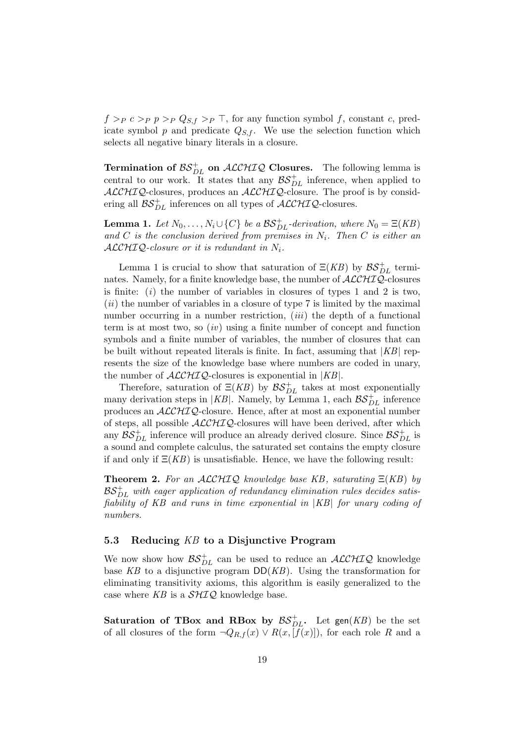$f >_P c >_P p >_P Q_{S,f} >_P \top$, for any function symbol $f$, constant $c$, predicate symbol $p$ and predicate $Q_{S,f}$. We use the selection function which selects all negative binary literals in a closure.

**Termination of $\mathcal{BS}^+_{DL}$ on $\mathcal{ALCHIQ}$ Closures.** The following lemma is central to our work. It states that any $\mathcal{BS}^+_{DL}$ inference, when applied to $\mathcal{ALCHIQ}$-closures, produces an $\mathcal{ALCHIQ}$-closure. The proof is by considering all $\mathcal{BS}^+_{DL}$ inferences on all types of $\mathcal{ALCHIQ}$-closures.

**Lemma 1.** *Let $N_0, \ldots, N_i \cup \{C\}$ be a $\mathcal{BS}^+_{DL}$-derivation, where $N_0 = \Xi(KB)$ and $C$ is the conclusion derived from premises in $N_i$. Then $C$ is either an $\mathcal{ALCHIQ}$-closure or it is redundant in $N_i$.*

Lemma 1 is crucial to show that saturation of $\Xi(KB)$ by $\mathcal{BS}^+_{DL}$ terminates. Namely, for a finite knowledge base, the number of $\mathcal{ALCHIQ}$-closures is finite: ($i$) the number of variables in closures of types 1 and 2 is two, ($ii$) the number of variables in a closure of type 7 is limited by the maximal number occurring in a number restriction, ($iii$) the depth of a functional term is at most two, so ($iv$) using a finite number of concept and function symbols and a finite number of variables, the number of closures that can be built without repeated literals is finite. In fact, assuming that $|KB|$ represents the size of the knowledge base where numbers are coded in unary, the number of $\mathcal{ALCHIQ}$-closures is exponential in $|KB|$.

Therefore, saturation of $\Xi(KB)$ by $\mathcal{BS}^+_{DL}$ takes at most exponentially many derivation steps in $|KB|$. Namely, by Lemma 1, each $\mathcal{BS}^+_{DL}$ inference produces an $\mathcal{ALCHIQ}$-closure. Hence, after at most an exponential number of steps, all possible $\mathcal{ALCHIQ}$-closures will have been derived, after which any $\mathcal{BS}^+_{DL}$ inference will produce an already derived closure. Since $\mathcal{BS}^+_{DL}$ is a sound and complete calculus, the saturated set contains the empty closure if and only if $\Xi(KB)$ is unsatisfiable. Hence, we have the following result:

**Theorem 2.** *For an $\mathcal{ALCHIQ}$ knowledge base $KB$, saturating $\Xi(KB)$ by $\mathcal{BS}^+_{DL}$ with eager application of redundancy elimination rules decides satisfiability of $KB$ and runs in time exponential in $|KB|$ for unary coding of numbers.*

### 5.3 Reducing $KB$ to a Disjunctive Program

We now show how $\mathcal{BS}^+_{DL}$ can be used to reduce an $\mathcal{ALCHIQ}$ knowledge base $KB$ to a disjunctive program $\mathsf{DD}(KB)$. Using the transformation for eliminating transitivity axioms, this algorithm is easily generalized to the case where $KB$ is a $\mathcal{SHIQ}$ knowledge base.

**Saturation of TBox and RBox by $\mathcal{BS}^+_{DL}$.** Let $\mathsf{gen}(KB)$ be the set of all closures of the form $\neg Q_{R,f}(x) \vee R(x, [f(x)])$, for each role $R$ and a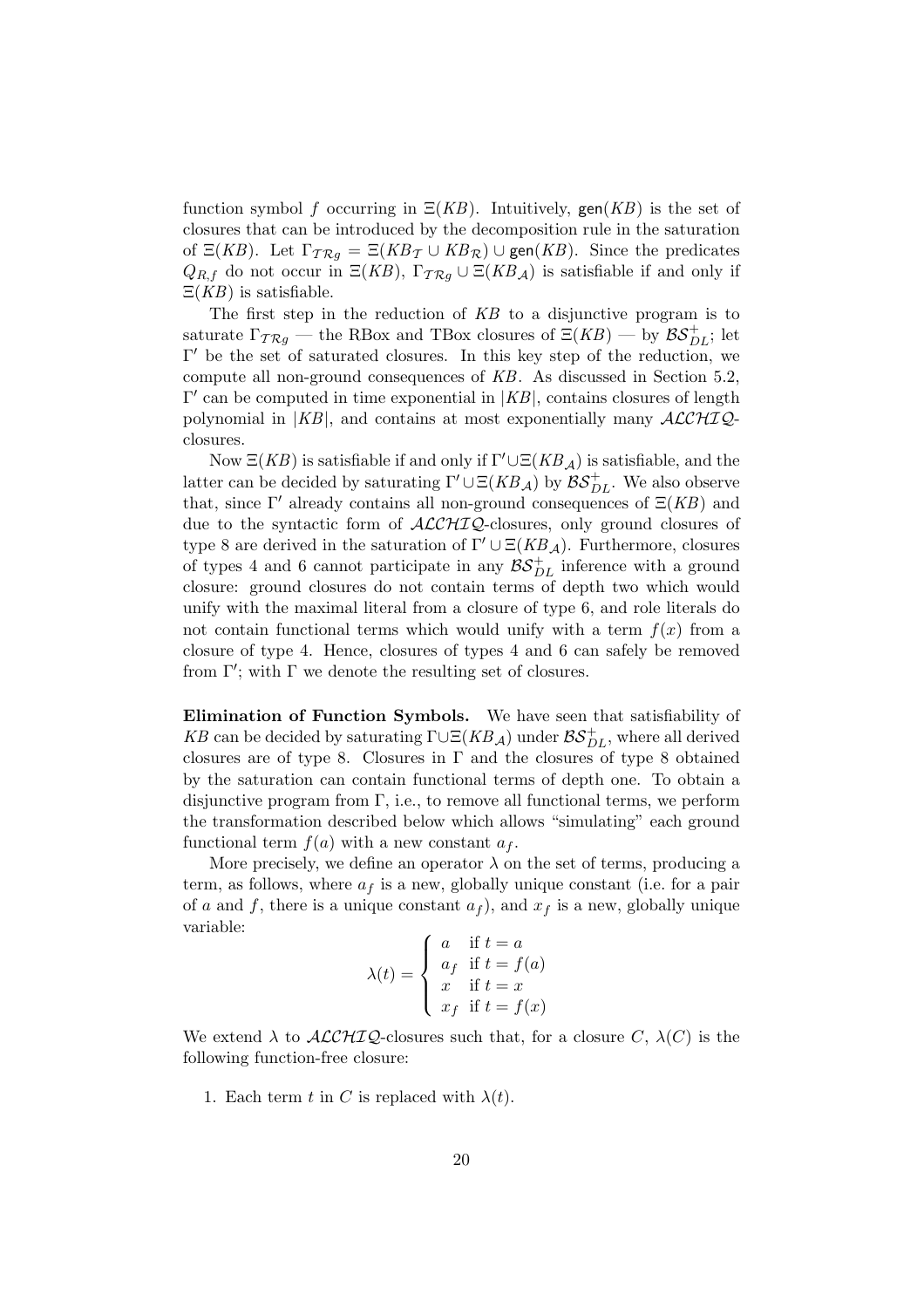function symbol $f$ occurring in $\Xi(KB)$. Intuitively, $\mathsf{gen}(KB)$ is the set of closures that can be introduced by the decomposition rule in the saturation of $\Xi(KB)$. Let $\Gamma_{\mathcal{TR}g} = \Xi(KB_{\mathcal{T}} \cup KB_{\mathcal{R}}) \cup \mathsf{gen}(KB)$. Since the predicates $Q_{R,f}$ do not occur in $\Xi(KB)$, $\Gamma_{\mathcal{TR}g} \cup \Xi(KB_{\mathcal{A}})$ is satisfiable if and only if $\Xi(KB)$ is satisfiable.

The first step in the reduction of $KB$ to a disjunctive program is to saturate $\Gamma_{\mathcal{TR}g}$ — the RBox and TBox closures of $\Xi(KB)$ — by $\mathcal{BS}^+_{DL}$; let $\Gamma'$ be the set of saturated closures. In this key step of the reduction, we compute all non-ground consequences of $KB$. As discussed in Section 5.2, $\Gamma'$ can be computed in time exponential in $|KB|$, contains closures of length polynomial in $|KB|$, and contains at most exponentially many $\mathcal{ALCHIQ}$-closures.

Now $\Xi(KB)$ is satisfiable if and only if $\Gamma' \cup \Xi(KB_{\mathcal{A}})$ is satisfiable, and the latter can be decided by saturating $\Gamma' \cup \Xi(KB_{\mathcal{A}})$ by $\mathcal{BS}^+_{DL}$. We also observe that, since $\Gamma'$ already contains all non-ground consequences of $\Xi(KB)$ and due to the syntactic form of $\mathcal{ALCHIQ}$-closures, only ground closures of type 8 are derived in the saturation of $\Gamma' \cup \Xi(KB_{\mathcal{A}})$. Furthermore, closures of types 4 and 6 cannot participate in any $\mathcal{BS}^+_{DL}$ inference with a ground closure: ground closures do not contain terms of depth two which would unify with the maximal literal from a closure of type 6, and role literals do not contain functional terms which would unify with a term $f(x)$ from a closure of type 4. Hence, closures of types 4 and 6 can safely be removed from $\Gamma'$; with $\Gamma$ we denote the resulting set of closures.

**Elimination of Function Symbols.** We have seen that satisfiability of $KB$ can be decided by saturating $\Gamma \cup \Xi(KB_{\mathcal{A}})$ under $\mathcal{BS}^+_{DL}$, where all derived closures are of type 8. Closures in $\Gamma$ and the closures of type 8 obtained by the saturation can contain functional terms of depth one. To obtain a disjunctive program from $\Gamma$, i.e., to remove all functional terms, we perform the transformation described below which allows "simulating" each ground functional term $f(a)$ with a new constant $a_f$.

More precisely, we define an operator $\lambda$ on the set of terms, producing a term, as follows, where $a_f$ is a new, globally unique constant (i.e. for a pair of $a$ and $f$, there is a unique constant $a_f$), and $x_f$ is a new, globally unique variable:

$$\lambda(t) = \begin{cases} a & \text{if } t = a \\ a_f & \text{if } t = f(a) \\ x & \text{if } t = x \\ x_f & \text{if } t = f(x) \end{cases}$$

We extend $\lambda$ to $\mathcal{ALCHIQ}$-closures such that, for a closure $C$, $\lambda(C)$ is the following function-free closure:

1. Each term $t$ in $C$ is replaced with $\lambda(t)$.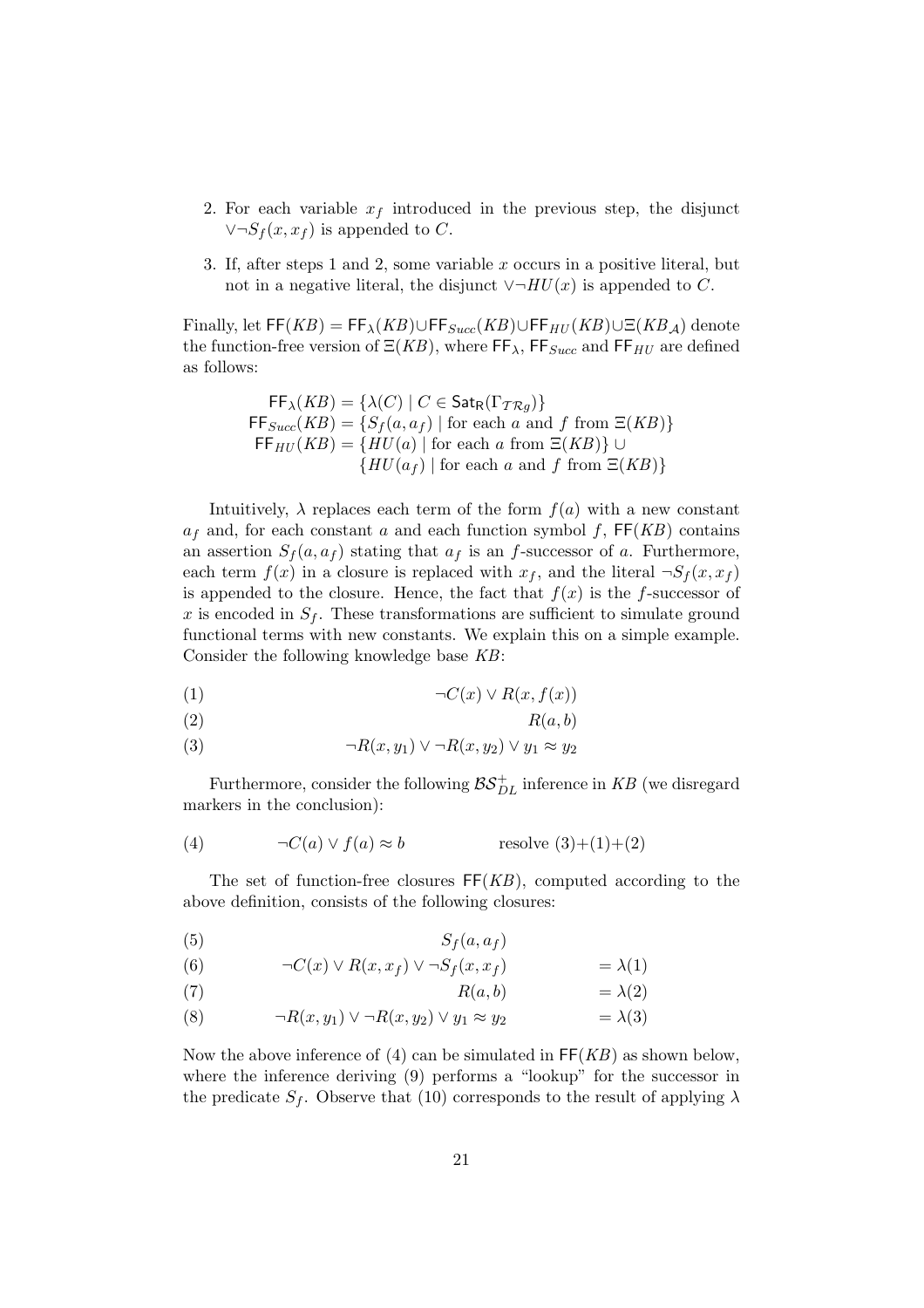2. For each variable $x_f$ introduced in the previous step, the disjunct $\vee \neg S_f(x, x_f)$ is appended to $C$.

3. If, after steps 1 and 2, some variable $x$ occurs in a positive literal, but not in a negative literal, the disjunct $\vee \neg HU(x)$ is appended to $C$.

Finally, let $\mathsf{FF}(KB) = \mathsf{FF}_\lambda(KB) \cup \mathsf{FF}_{Succ}(KB) \cup \mathsf{FF}_{HU}(KB) \cup \Xi(KB_\mathcal{A})$ denote the function-free version of $\Xi(KB)$, where $\mathsf{FF}_\lambda$, $\mathsf{FF}_{Succ}$ and $\mathsf{FF}_{HU}$ are defined as follows:

$$
\begin{aligned}
\mathsf{FF}_\lambda(KB) &= \{\lambda(C) \mid C \in \mathsf{Sat_R}(\Gamma_{\mathcal{TR}g})\} \\
\mathsf{FF}_{Succ}(KB) &= \{S_f(a, a_f) \mid \text{for each } a \text{ and } f \text{ from } \Xi(KB)\} \\
\mathsf{FF}_{HU}(KB) &= \{HU(a) \mid \text{for each } a \text{ from } \Xi(KB)\} \cup \\
&\quad\ \{HU(a_f) \mid \text{for each } a \text{ and } f \text{ from } \Xi(KB)\}
\end{aligned}
$$

Intuitively, $\lambda$ replaces each term of the form $f(a)$ with a new constant $a_f$ and, for each constant $a$ and each function symbol $f$, $\mathsf{FF}(KB)$ contains an assertion $S_f(a, a_f)$ stating that $a_f$ is an $f$-successor of $a$. Furthermore, each term $f(x)$ in a closure is replaced with $x_f$, and the literal $\neg S_f(x, x_f)$ is appended to the closure. Hence, the fact that $f(x)$ is the $f$-successor of $x$ is encoded in $S_f$. These transformations are sufficient to simulate ground functional terms with new constants. We explain this on a simple example. Consider the following knowledge base $KB$:

$$
\begin{aligned}
&(1) && \neg C(x) \vee R(x, f(x)) \\
&(2) && R(a, b) \\
&(3) && \neg R(x, y_1) \vee \neg R(x, y_2) \vee y_1 \approx y_2
\end{aligned}
$$

Furthermore, consider the following $\mathcal{BS}^+_{DL}$ inference in $KB$ (we disregard markers in the conclusion):

$$
(4) \qquad \neg C(a) \vee f(a) \approx b \qquad \text{resolve } (3)+(1)+(2)
$$

The set of function-free closures $\mathsf{FF}(KB)$, computed according to the above definition, consists of the following closures:

$$
\begin{aligned}
&(5) && S_f(a, a_f) && \\
&(6) && \neg C(x) \vee R(x, x_f) \vee \neg S_f(x, x_f) && = \lambda(1) \\
&(7) && R(a, b) && = \lambda(2) \\
&(8) && \neg R(x, y_1) \vee \neg R(x, y_2) \vee y_1 \approx y_2 && = \lambda(3)
\end{aligned}
$$

Now the above inference of (4) can be simulated in $\mathsf{FF}(KB)$ as shown below, where the inference deriving (9) performs a "lookup" for the successor in the predicate $S_f$. Observe that (10) corresponds to the result of applying $\lambda$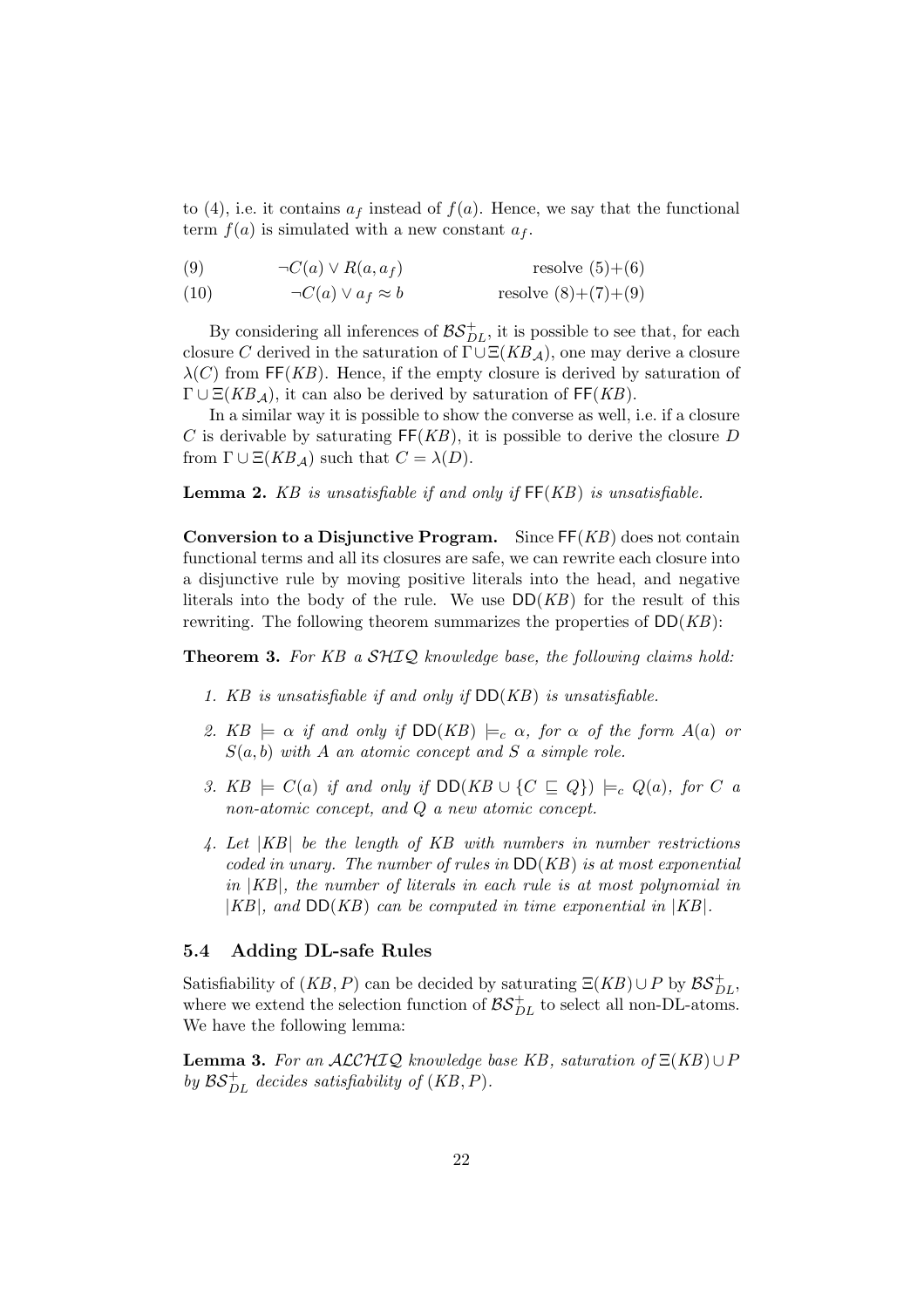to (4), i.e. it contains $a_f$ instead of $f(a)$. Hence, we say that the functional term $f(a)$ is simulated with a new constant $a_f$.

(9) $\neg C(a) \vee R(a, a_f)$ resolve (5)+(6)

(10) $\neg C(a) \vee a_f \approx b$ resolve (8)+(7)+(9)

By considering all inferences of $\mathcal{BS}^+_{DL}$, it is possible to see that, for each closure $C$ derived in the saturation of $\Gamma \cup \Xi(KB_\mathcal{A})$, one may derive a closure $\lambda(C)$ from $\mathsf{FF}(KB)$. Hence, if the empty closure is derived by saturation of $\Gamma \cup \Xi(KB_\mathcal{A})$, it can also be derived by saturation of $\mathsf{FF}(KB)$.

In a similar way it is possible to show the converse as well, i.e. if a closure $C$ is derivable by saturating $\mathsf{FF}(KB)$, it is possible to derive the closure $D$ from $\Gamma \cup \Xi(KB_\mathcal{A})$ such that $C = \lambda(D)$.

**Lemma 2.** *KB is unsatisfiable if and only if* $\mathsf{FF}(KB)$ *is unsatisfiable.*

**Conversion to a Disjunctive Program.** Since $\mathsf{FF}(KB)$ does not contain functional terms and all its closures are safe, we can rewrite each closure into a disjunctive rule by moving positive literals into the head, and negative literals into the body of the rule. We use $\mathsf{DD}(KB)$ for the result of this rewriting. The following theorem summarizes the properties of $\mathsf{DD}(KB)$:

**Theorem 3.** *For KB a $\mathcal{SHIQ}$ knowledge base, the following claims hold:*

1. *KB is unsatisfiable if and only if* $\mathsf{DD}(KB)$ *is unsatisfiable.*
2. $KB \models \alpha$ *if and only if* $\mathsf{DD}(KB) \models_c \alpha$*, for* $\alpha$ *of the form* $A(a)$ *or* $S(a, b)$ *with* $A$ *an atomic concept and* $S$ *a simple role.*
3. $KB \models C(a)$ *if and only if* $\mathsf{DD}(KB \cup \{C \sqsubseteq Q\}) \models_c Q(a)$*, for* $C$ *a non-atomic concept, and* $Q$ *a new atomic concept.*
4. *Let* $|KB|$ *be the length of KB with numbers in number restrictions coded in unary. The number of rules in* $\mathsf{DD}(KB)$ *is at most exponential in* $|KB|$*, the number of literals in each rule is at most polynomial in* $|KB|$*, and* $\mathsf{DD}(KB)$ *can be computed in time exponential in* $|KB|$*.*

### 5.4 Adding DL-safe Rules

Satisfiability of $(KB, P)$ can be decided by saturating $\Xi(KB) \cup P$ by $\mathcal{BS}^+_{DL}$, where we extend the selection function of $\mathcal{BS}^+_{DL}$ to select all non-DL-atoms. We have the following lemma:

**Lemma 3.** *For an $\mathcal{ALCHIQ}$ knowledge base KB, saturation of* $\Xi(KB) \cup P$ *by* $\mathcal{BS}^+_{DL}$ *decides satisfiability of* $(KB, P)$*.*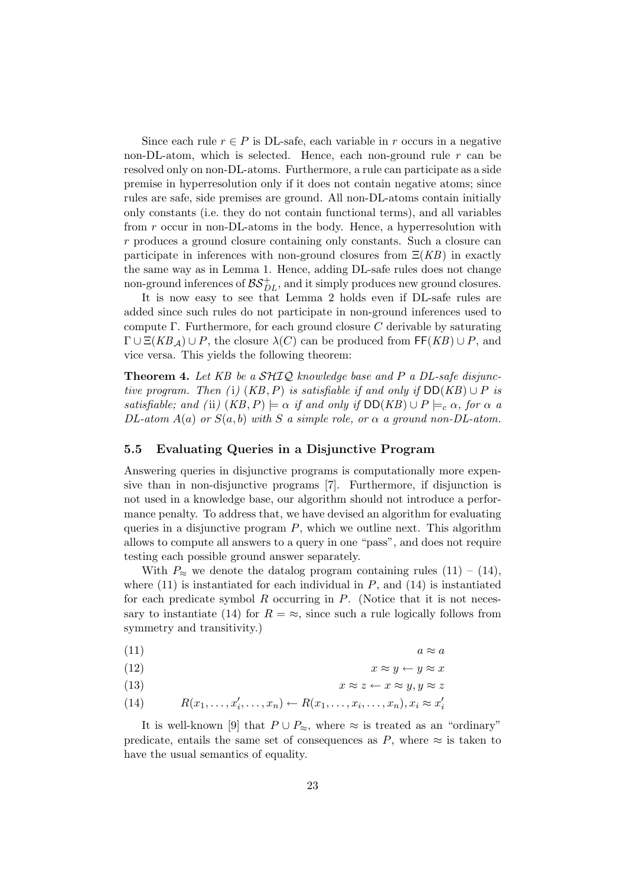Since each rule $r \in P$ is DL-safe, each variable in $r$ occurs in a negative non-DL-atom, which is selected. Hence, each non-ground rule $r$ can be resolved only on non-DL-atoms. Furthermore, a rule can participate as a side premise in hyperresolution only if it does not contain negative atoms; since rules are safe, side premises are ground. All non-DL-atoms contain initially only constants (i.e. they do not contain functional terms), and all variables from $r$ occur in non-DL-atoms in the body. Hence, a hyperresolution with $r$ produces a ground closure containing only constants. Such a closure can participate in inferences with non-ground closures from $\Xi(KB)$ in exactly the same way as in Lemma 1. Hence, adding DL-safe rules does not change non-ground inferences of $\mathcal{BS}^+_{DL}$, and it simply produces new ground closures.

It is now easy to see that Lemma 2 holds even if DL-safe rules are added since such rules do not participate in non-ground inferences used to compute $\Gamma$. Furthermore, for each ground closure $C$ derivable by saturating $\Gamma \cup \Xi(KB_{\mathcal{A}}) \cup P$, the closure $\lambda(C)$ can be produced from $\mathsf{FF}(KB) \cup P$, and vice versa. This yields the following theorem:

**Theorem 4.** *Let $KB$ be a $\mathcal{SHIQ}$ knowledge base and $P$ a DL-safe disjunctive program. Then (i) $(KB, P)$ is satisfiable if and only if $\mathsf{DD}(KB) \cup P$ is satisfiable; and (ii) $(KB, P) \models \alpha$ if and only if $\mathsf{DD}(KB) \cup P \models_c \alpha$, for $\alpha$ a DL-atom $A(a)$ or $S(a, b)$ with $S$ a simple role, or $\alpha$ a ground non-DL-atom.*

### 5.5 Evaluating Queries in a Disjunctive Program

Answering queries in disjunctive programs is computationally more expensive than in non-disjunctive programs [7]. Furthermore, if disjunction is not used in a knowledge base, our algorithm should not introduce a performance penalty. To address that, we have devised an algorithm for evaluating queries in a disjunctive program $P$, which we outline next. This algorithm allows to compute all answers to a query in one "pass", and does not require testing each possible ground answer separately.

With $P_{\approx}$ we denote the datalog program containing rules (11) – (14), where (11) is instantiated for each individual in $P$, and (14) is instantiated for each predicate symbol $R$ occurring in $P$. (Notice that it is not necessary to instantiate (14) for $R = \approx$, since such a rule logically follows from symmetry and transitivity.)

$$a \approx a \tag{11}$$

$$x \approx y \leftarrow y \approx x \tag{12}$$

$$x \approx z \leftarrow x \approx y, y \approx z \tag{13}$$

$$R(x_1, \ldots, x_i', \ldots, x_n) \leftarrow R(x_1, \ldots, x_i, \ldots, x_n), x_i \approx x_i' \tag{14}$$

It is well-known [9] that $P \cup P_{\approx}$, where $\approx$ is treated as an "ordinary" predicate, entails the same set of consequences as $P$, where $\approx$ is taken to have the usual semantics of equality.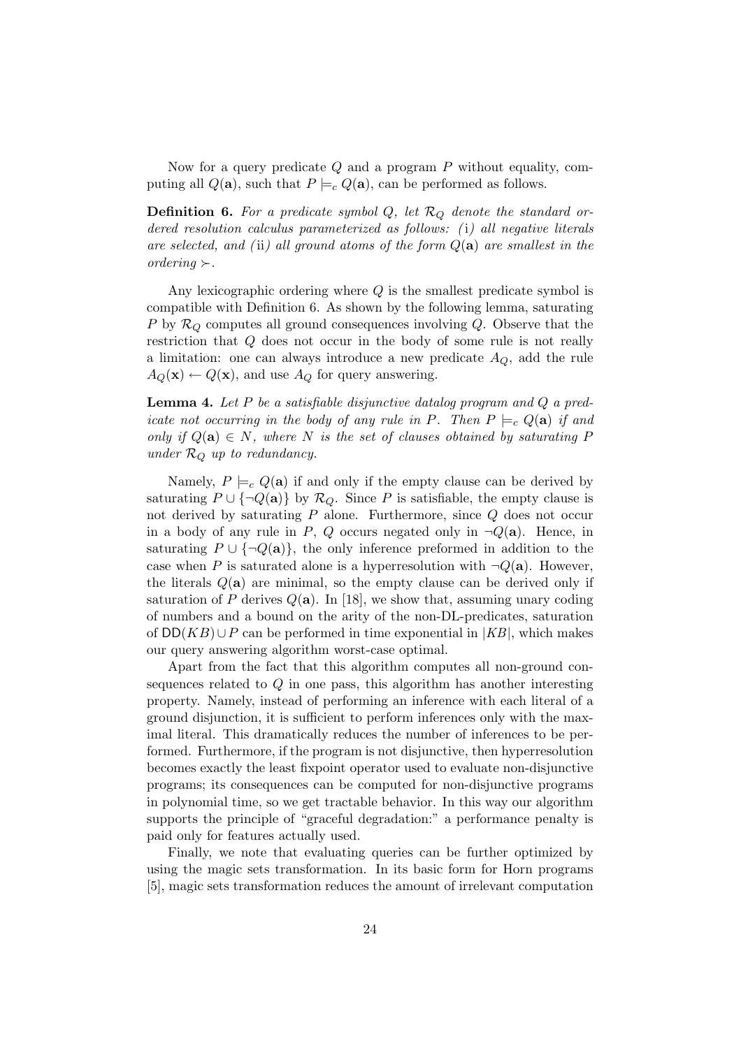Now for a query predicate $Q$ and a program $P$ without equality, computing all $Q(\mathbf{a})$, such that $P \models_c Q(\mathbf{a})$, can be performed as follows.

**Definition 6.** *For a predicate symbol $Q$, let $\mathcal{R}_Q$ denote the standard ordered resolution calculus parameterized as follows: (*i*) all negative literals are selected, and (*ii*) all ground atoms of the form $Q(\mathbf{a})$ are smallest in the ordering $\succ$.*

Any lexicographic ordering where $Q$ is the smallest predicate symbol is compatible with Definition 6. As shown by the following lemma, saturating $P$ by $\mathcal{R}_Q$ computes all ground consequences involving $Q$. Observe that the restriction that $Q$ does not occur in the body of some rule is not really a limitation: one can always introduce a new predicate $A_Q$, add the rule $A_Q(\mathbf{x}) \leftarrow Q(\mathbf{x})$, and use $A_Q$ for query answering.

**Lemma 4.** *Let $P$ be a satisfiable disjunctive datalog program and $Q$ a predicate not occurring in the body of any rule in $P$. Then $P \models_c Q(\mathbf{a})$ if and only if $Q(\mathbf{a}) \in N$, where $N$ is the set of clauses obtained by saturating $P$ under $\mathcal{R}_Q$ up to redundancy.*

Namely, $P \models_c Q(\mathbf{a})$ if and only if the empty clause can be derived by saturating $P \cup \{\neg Q(\mathbf{a})\}$ by $\mathcal{R}_Q$. Since $P$ is satisfiable, the empty clause is not derived by saturating $P$ alone. Furthermore, since $Q$ does not occur in a body of any rule in $P$, $Q$ occurs negated only in $\neg Q(\mathbf{a})$. Hence, in saturating $P \cup \{\neg Q(\mathbf{a})\}$, the only inference preformed in addition to the case when $P$ is saturated alone is a hyperresolution with $\neg Q(\mathbf{a})$. However, the literals $Q(\mathbf{a})$ are minimal, so the empty clause can be derived only if saturation of $P$ derives $Q(\mathbf{a})$. In [18], we show that, assuming unary coding of numbers and a bound on the arity of the non-DL-predicates, saturation of $\mathsf{DD}(KB) \cup P$ can be performed in time exponential in $|KB|$, which makes our query answering algorithm worst-case optimal.

Apart from the fact that this algorithm computes all non-ground consequences related to $Q$ in one pass, this algorithm has another interesting property. Namely, instead of performing an inference with each literal of a ground disjunction, it is sufficient to perform inferences only with the maximal literal. This dramatically reduces the number of inferences to be performed. Furthermore, if the program is not disjunctive, then hyperresolution becomes exactly the least fixpoint operator used to evaluate non-disjunctive programs; its consequences can be computed for non-disjunctive programs in polynomial time, so we get tractable behavior. In this way our algorithm supports the principle of "graceful degradation:" a performance penalty is paid only for features actually used.

Finally, we note that evaluating queries can be further optimized by using the magic sets transformation. In its basic form for Horn programs [5], magic sets transformation reduces the amount of irrelevant computation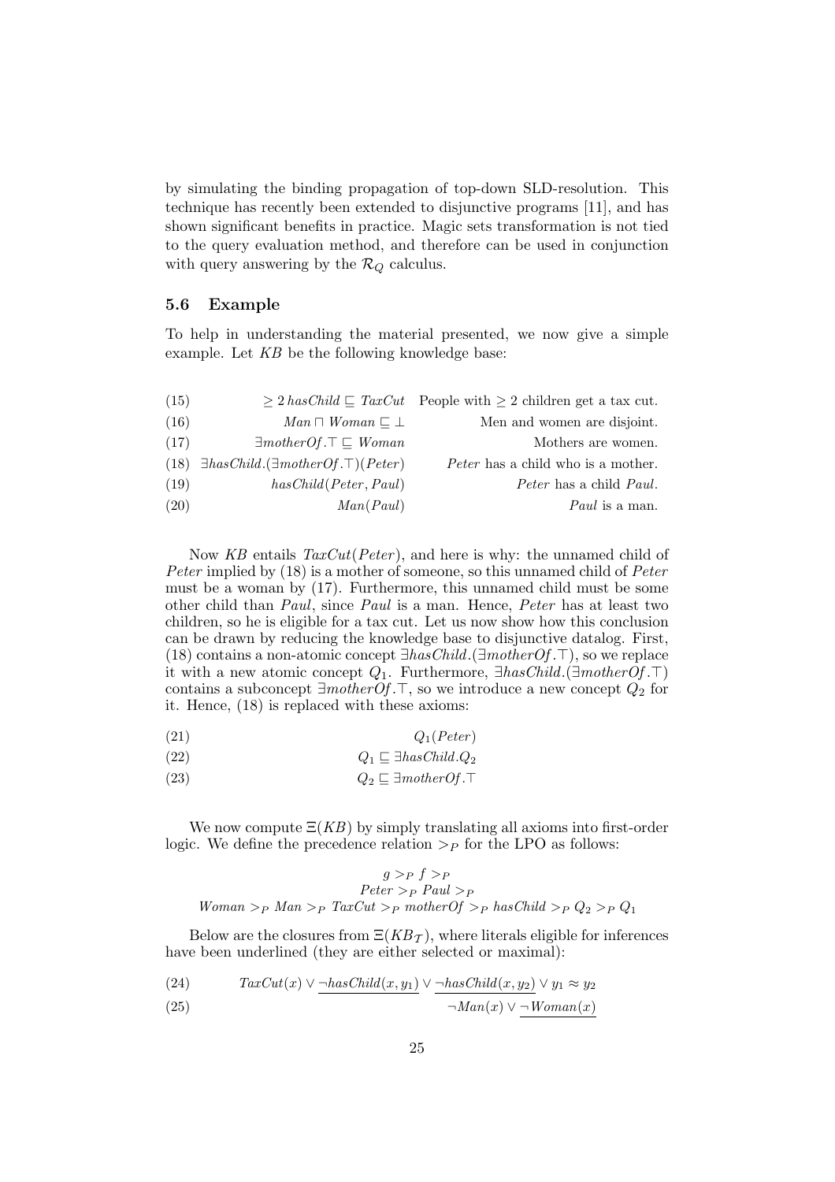by simulating the binding propagation of top-down SLD-resolution. This technique has recently been extended to disjunctive programs [11], and has shown significant benefits in practice. Magic sets transformation is not tied to the query evaluation method, and therefore can be used in conjunction with query answering by the $\mathcal{R}_Q$ calculus.

### 5.6 Example

To help in understanding the material presented, we now give a simple example. Let $KB$ be the following knowledge base:

| | | |
|---|---|---|
| (15) | $\geq 2\, hasChild \sqsubseteq TaxCut$ | People with $\geq 2$ children get a tax cut. |
| (16) | $Man \sqcap Woman \sqsubseteq \bot$ | Men and women are disjoint. |
| (17) | $\exists motherOf.\top \sqsubseteq Woman$ | Mothers are women. |
| (18) | $\exists hasChild.(\exists motherOf.\top)(Peter)$ | *Peter* has a child who is a mother. |
| (19) | $hasChild(Peter, Paul)$ | *Peter* has a child *Paul*. |
| (20) | $Man(Paul)$ | *Paul* is a man. |

Now $KB$ entails $TaxCut(Peter)$, and here is why: the unnamed child of *Peter* implied by (18) is a mother of someone, so this unnamed child of *Peter* must be a woman by (17). Furthermore, this unnamed child must be some other child than *Paul*, since *Paul* is a man. Hence, *Peter* has at least two children, so he is eligible for a tax cut. Let us now show how this conclusion can be drawn by reducing the knowledge base to disjunctive datalog. First, (18) contains a non-atomic concept $\exists hasChild.(\exists motherOf.\top)$, so we replace it with a new atomic concept $Q_1$. Furthermore, $\exists hasChild.(\exists motherOf.\top)$ contains a subconcept $\exists motherOf.\top$, so we introduce a new concept $Q_2$ for it. Hence, (18) is replaced with these axioms:

$$Q_1(Peter) \tag{21}$$

$$Q_1 \sqsubseteq \exists hasChild.Q_2 \tag{22}$$

$$Q_2 \sqsubseteq \exists motherOf.\top \tag{23}$$

We now compute $\Xi(KB)$ by simply translating all axioms into first-order logic. We define the precedence relation $>_P$ for the LPO as follows:

$$g >_P f >_P$$
$$Peter >_P Paul >_P$$
$$Woman >_P Man >_P TaxCut >_P motherOf >_P hasChild >_P Q_2 >_P Q_1$$

Below are the closures from $\Xi(KB_\mathcal{T})$, where literals eligible for inferences have been underlined (they are either selected or maximal):

$$TaxCut(x) \vee \underline{\neg hasChild(x, y_1)} \vee \underline{\neg hasChild(x, y_2)} \vee y_1 \approx y_2 \tag{24}$$

$$\neg Man(x) \vee \underline{\neg Woman(x)} \tag{25}$$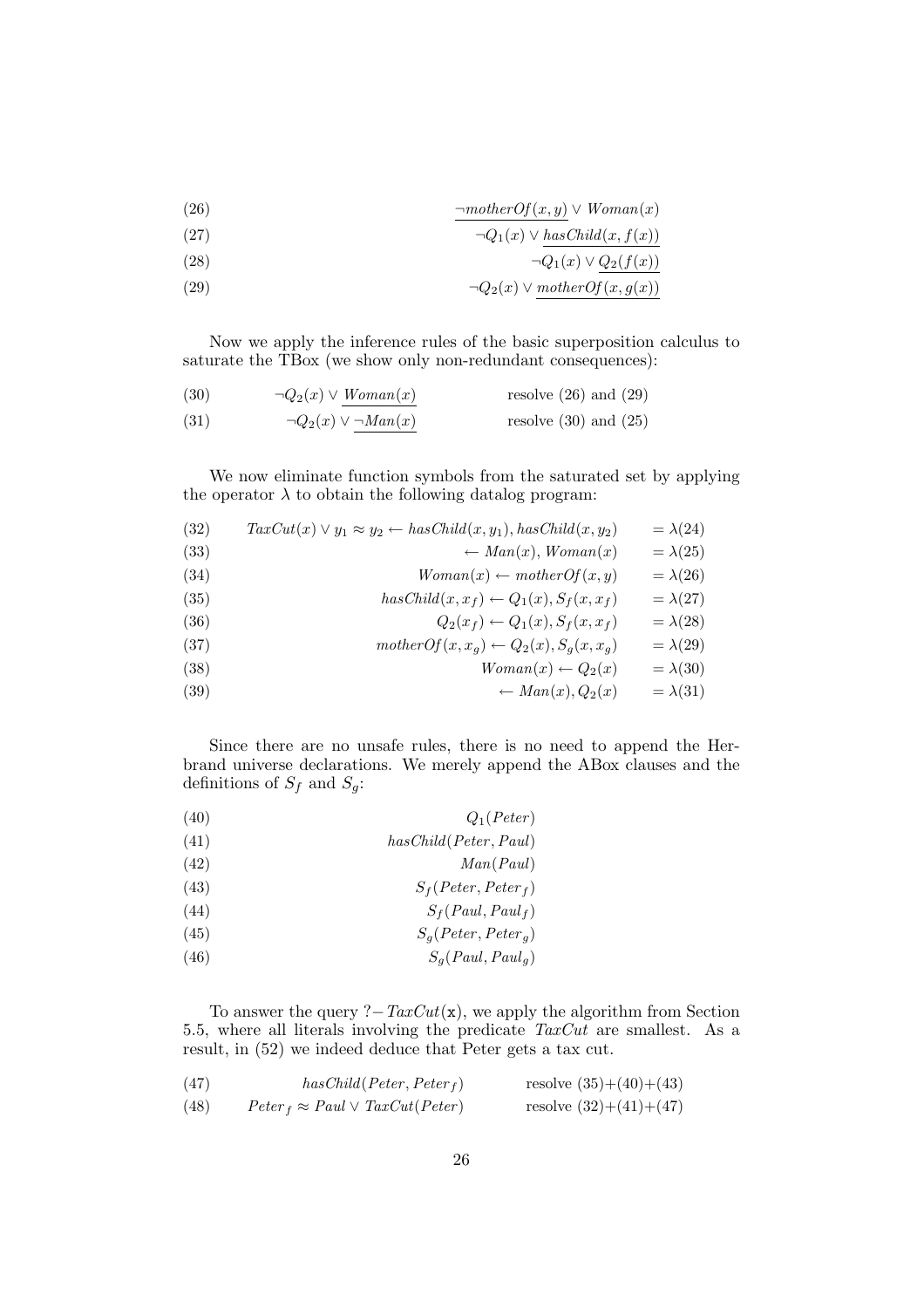$$\underline{\neg motherOf(x,y)} \vee Woman(x) \tag{26}$$

$$\neg Q_1(x) \vee \underline{hasChild(x,f(x))} \tag{27}$$

$$\neg Q_1(x) \vee \underline{Q_2(f(x))} \tag{28}$$

$$\neg Q_2(x) \vee \underline{motherOf(x,g(x))} \tag{29}$$

Now we apply the inference rules of the basic superposition calculus to saturate the TBox (we show only non-redundant consequences):

$$\neg Q_2(x) \vee \underline{Woman(x)} \qquad \text{resolve (26) and (29)} \tag{30}$$

$$\neg Q_2(x) \vee \underline{\neg Man(x)} \qquad \text{resolve (30) and (25)} \tag{31}$$

We now eliminate function symbols from the saturated set by applying the operator $\lambda$ to obtain the following datalog program:

$$TaxCut(x) \vee y_1 \approx y_2 \leftarrow hasChild(x,y_1), hasChild(x,y_2) \qquad = \lambda(24) \tag{32}$$

$$\leftarrow Man(x), Woman(x) \qquad = \lambda(25) \tag{33}$$

$$Woman(x) \leftarrow motherOf(x,y) \qquad = \lambda(26) \tag{34}$$

$$hasChild(x,x_f) \leftarrow Q_1(x), S_f(x,x_f) \qquad = \lambda(27) \tag{35}$$

$$Q_2(x_f) \leftarrow Q_1(x), S_f(x,x_f) \qquad = \lambda(28) \tag{36}$$

$$motherOf(x,x_g) \leftarrow Q_2(x), S_g(x,x_g) \qquad = \lambda(29) \tag{37}$$

$$Woman(x) \leftarrow Q_2(x) \qquad = \lambda(30) \tag{38}$$

$$\leftarrow Man(x), Q_2(x) \qquad = \lambda(31) \tag{39}$$

Since there are no unsafe rules, there is no need to append the Herbrand universe declarations. We merely append the ABox clauses and the definitions of $S_f$ and $S_g$:

$$Q_1(Peter) \tag{40}$$

$$hasChild(Peter, Paul) \tag{41}$$

$$Man(Paul) \tag{42}$$

$$S_f(Peter, Peter_f) \tag{43}$$

$$S_f(Paul, Paul_f) \tag{44}$$

$$S_g(Peter, Peter_g) \tag{45}$$

$$S_g(Paul, Paul_g) \tag{46}$$

To answer the query $?- TaxCut(\mathtt{x})$, we apply the algorithm from Section 5.5, where all literals involving the predicate $TaxCut$ are smallest. As a result, in (52) we indeed deduce that Peter gets a tax cut.

$$hasChild(Peter, Peter_f) \qquad \text{resolve (35)+(40)+(43)} \tag{47}$$

$$Peter_f \approx Paul \vee TaxCut(Peter) \qquad \text{resolve (32)+(41)+(47)} \tag{48}$$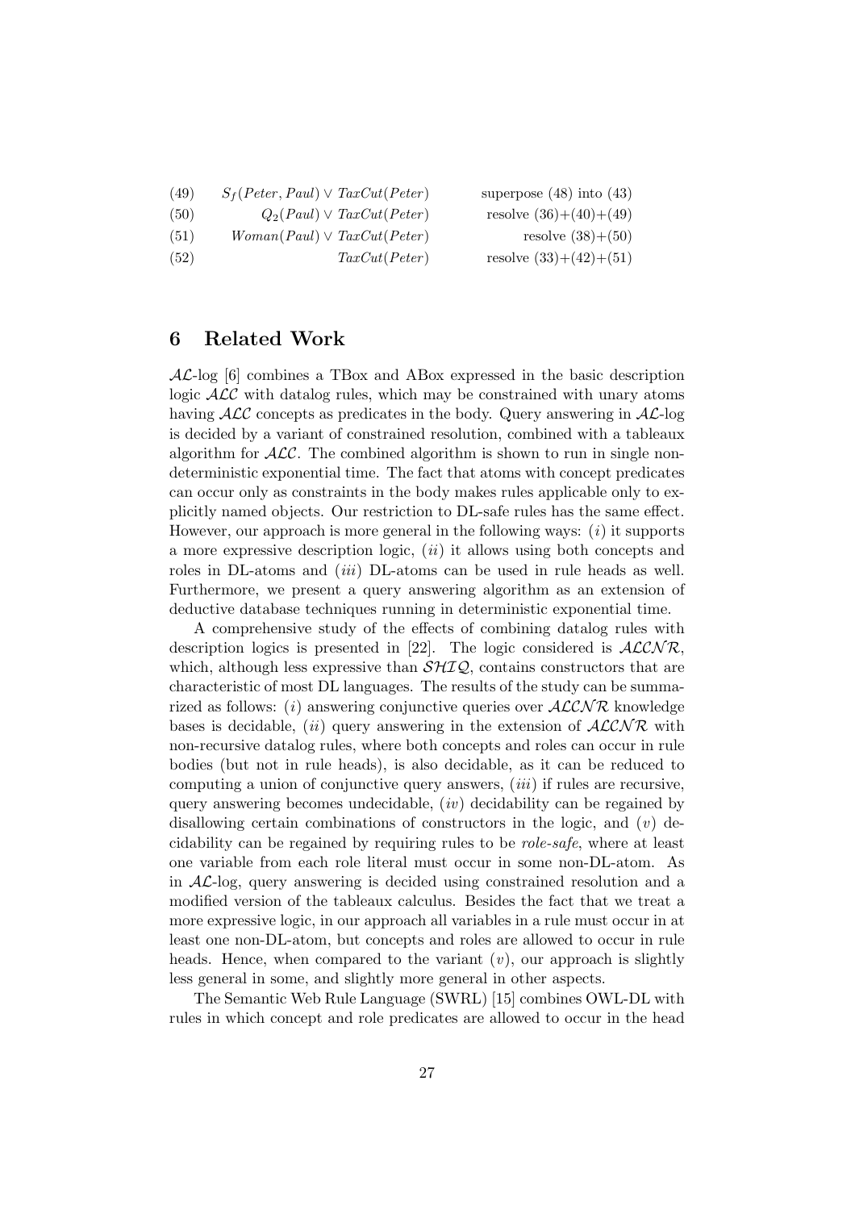| | | |
|---|---|---|
| (49) | $S_f(Peter, Paul) \vee TaxCut(Peter)$ | superpose (48) into (43) |
| (50) | $Q_2(Paul) \vee TaxCut(Peter)$ | resolve (36)+(40)+(49) |
| (51) | $Woman(Paul) \vee TaxCut(Peter)$ | resolve (38)+(50) |
| (52) | $TaxCut(Peter)$ | resolve (33)+(42)+(51) |

## 6 Related Work

$\mathcal{AL}$-log [6] combines a TBox and ABox expressed in the basic description logic $\mathcal{ALC}$ with datalog rules, which may be constrained with unary atoms having $\mathcal{ALC}$ concepts as predicates in the body. Query answering in $\mathcal{AL}$-log is decided by a variant of constrained resolution, combined with a tableaux algorithm for $\mathcal{ALC}$. The combined algorithm is shown to run in single nondeterministic exponential time. The fact that atoms with concept predicates can occur only as constraints in the body makes rules applicable only to explicitly named objects. Our restriction to DL-safe rules has the same effect. However, our approach is more general in the following ways: (*i*) it supports a more expressive description logic, (*ii*) it allows using both concepts and roles in DL-atoms and (*iii*) DL-atoms can be used in rule heads as well. Furthermore, we present a query answering algorithm as an extension of deductive database techniques running in deterministic exponential time.

A comprehensive study of the effects of combining datalog rules with description logics is presented in [22]. The logic considered is $\mathcal{ALCNR}$, which, although less expressive than $\mathcal{SHIQ}$, contains constructors that are characteristic of most DL languages. The results of the study can be summarized as follows: (*i*) answering conjunctive queries over $\mathcal{ALCNR}$ knowledge bases is decidable, (*ii*) query answering in the extension of $\mathcal{ALCNR}$ with non-recursive datalog rules, where both concepts and roles can occur in rule bodies (but not in rule heads), is also decidable, as it can be reduced to computing a union of conjunctive query answers, (*iii*) if rules are recursive, query answering becomes undecidable, (*iv*) decidability can be regained by disallowing certain combinations of constructors in the logic, and (*v*) decidability can be regained by requiring rules to be *role-safe*, where at least one variable from each role literal must occur in some non-DL-atom. As in $\mathcal{AL}$-log, query answering is decided using constrained resolution and a modified version of the tableaux calculus. Besides the fact that we treat a more expressive logic, in our approach all variables in a rule must occur in at least one non-DL-atom, but concepts and roles are allowed to occur in rule heads. Hence, when compared to the variant (*v*), our approach is slightly less general in some, and slightly more general in other aspects.

The Semantic Web Rule Language (SWRL) [15] combines OWL-DL with rules in which concept and role predicates are allowed to occur in the head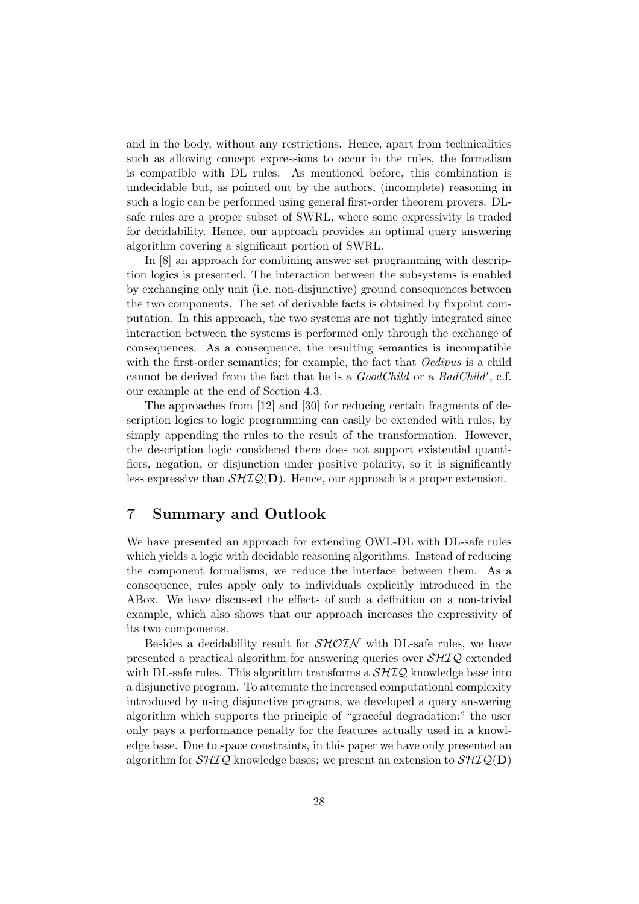and in the body, without any restrictions. Hence, apart from technicalities such as allowing concept expressions to occur in the rules, the formalism is compatible with DL rules. As mentioned before, this combination is undecidable but, as pointed out by the authors, (incomplete) reasoning in such a logic can be performed using general first-order theorem provers. DL-safe rules are a proper subset of SWRL, where some expressivity is traded for decidability. Hence, our approach provides an optimal query answering algorithm covering a significant portion of SWRL.

In [8] an approach for combining answer set programming with description logics is presented. The interaction between the subsystems is enabled by exchanging only unit (i.e. non-disjunctive) ground consequences between the two components. The set of derivable facts is obtained by fixpoint computation. In this approach, the two systems are not tightly integrated since interaction between the systems is performed only through the exchange of consequences. As a consequence, the resulting semantics is incompatible with the first-order semantics; for example, the fact that *Oedipus* is a child cannot be derived from the fact that he is a *GoodChild* or a *BadChild*$'$, c.f. our example at the end of Section 4.3.

The approaches from [12] and [30] for reducing certain fragments of description logics to logic programming can easily be extended with rules, by simply appending the rules to the result of the transformation. However, the description logic considered there does not support existential quantifiers, negation, or disjunction under positive polarity, so it is significantly less expressive than $\mathcal{SHIQ}(\mathbf{D})$. Hence, our approach is a proper extension.

## 7 Summary and Outlook

We have presented an approach for extending OWL-DL with DL-safe rules which yields a logic with decidable reasoning algorithms. Instead of reducing the component formalisms, we reduce the interface between them. As a consequence, rules apply only to individuals explicitly introduced in the ABox. We have discussed the effects of such a definition on a non-trivial example, which also shows that our approach increases the expressivity of its two components.

Besides a decidability result for $\mathcal{SHOIN}$ with DL-safe rules, we have presented a practical algorithm for answering queries over $\mathcal{SHIQ}$ extended with DL-safe rules. This algorithm transforms a $\mathcal{SHIQ}$ knowledge base into a disjunctive program. To attenuate the increased computational complexity introduced by using disjunctive programs, we developed a query answering algorithm which supports the principle of "graceful degradation:" the user only pays a performance penalty for the features actually used in a knowledge base. Due to space constraints, in this paper we have only presented an algorithm for $\mathcal{SHIQ}$ knowledge bases; we present an extension to $\mathcal{SHIQ}(\mathbf{D})$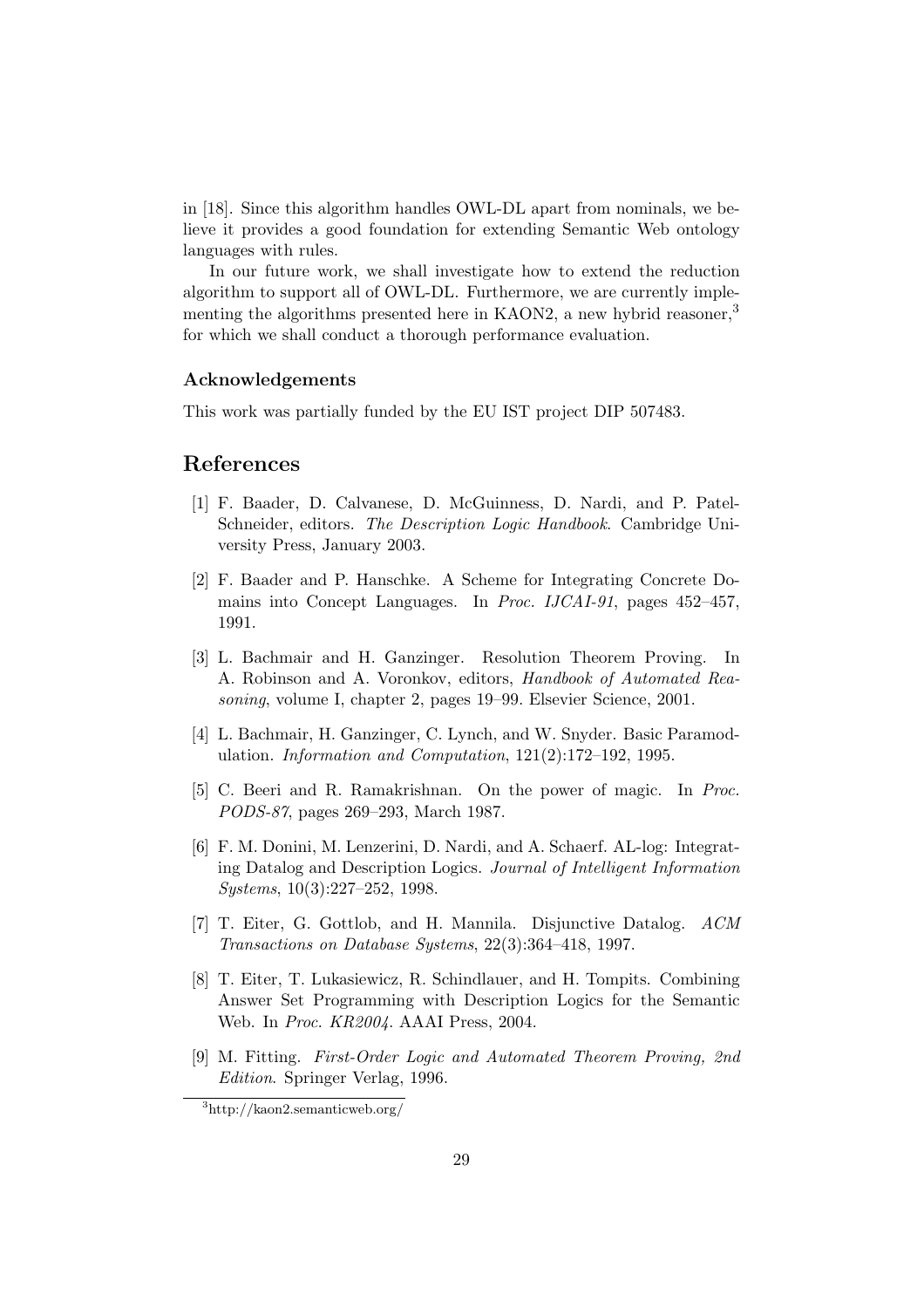in [18]. Since this algorithm handles OWL-DL apart from nominals, we believe it provides a good foundation for extending Semantic Web ontology languages with rules.

In our future work, we shall investigate how to extend the reduction algorithm to support all of OWL-DL. Furthermore, we are currently implementing the algorithms presented here in KAON2, a new hybrid reasoner,[3] for which we shall conduct a thorough performance evaluation.

### Acknowledgements

This work was partially funded by the EU IST project DIP 507483.

## References

[1] F. Baader, D. Calvanese, D. McGuinness, D. Nardi, and P. Patel-Schneider, editors. *The Description Logic Handbook*. Cambridge University Press, January 2003.

[2] F. Baader and P. Hanschke. A Scheme for Integrating Concrete Domains into Concept Languages. In *Proc. IJCAI-91*, pages 452–457, 1991.

[3] L. Bachmair and H. Ganzinger. Resolution Theorem Proving. In A. Robinson and A. Voronkov, editors, *Handbook of Automated Reasoning*, volume I, chapter 2, pages 19–99. Elsevier Science, 2001.

[4] L. Bachmair, H. Ganzinger, C. Lynch, and W. Snyder. Basic Paramodulation. *Information and Computation*, 121(2):172–192, 1995.

[5] C. Beeri and R. Ramakrishnan. On the power of magic. In *Proc. PODS-87*, pages 269–293, March 1987.

[6] F. M. Donini, M. Lenzerini, D. Nardi, and A. Schaerf. AL-log: Integrating Datalog and Description Logics. *Journal of Intelligent Information Systems*, 10(3):227–252, 1998.

[7] T. Eiter, G. Gottlob, and H. Mannila. Disjunctive Datalog. *ACM Transactions on Database Systems*, 22(3):364–418, 1997.

[8] T. Eiter, T. Lukasiewicz, R. Schindlauer, and H. Tompits. Combining Answer Set Programming with Description Logics for the Semantic Web. In *Proc. KR2004*. AAAI Press, 2004.

[9] M. Fitting. *First-Order Logic and Automated Theorem Proving, 2nd Edition*. Springer Verlag, 1996.

[3] http://kaon2.semanticweb.org/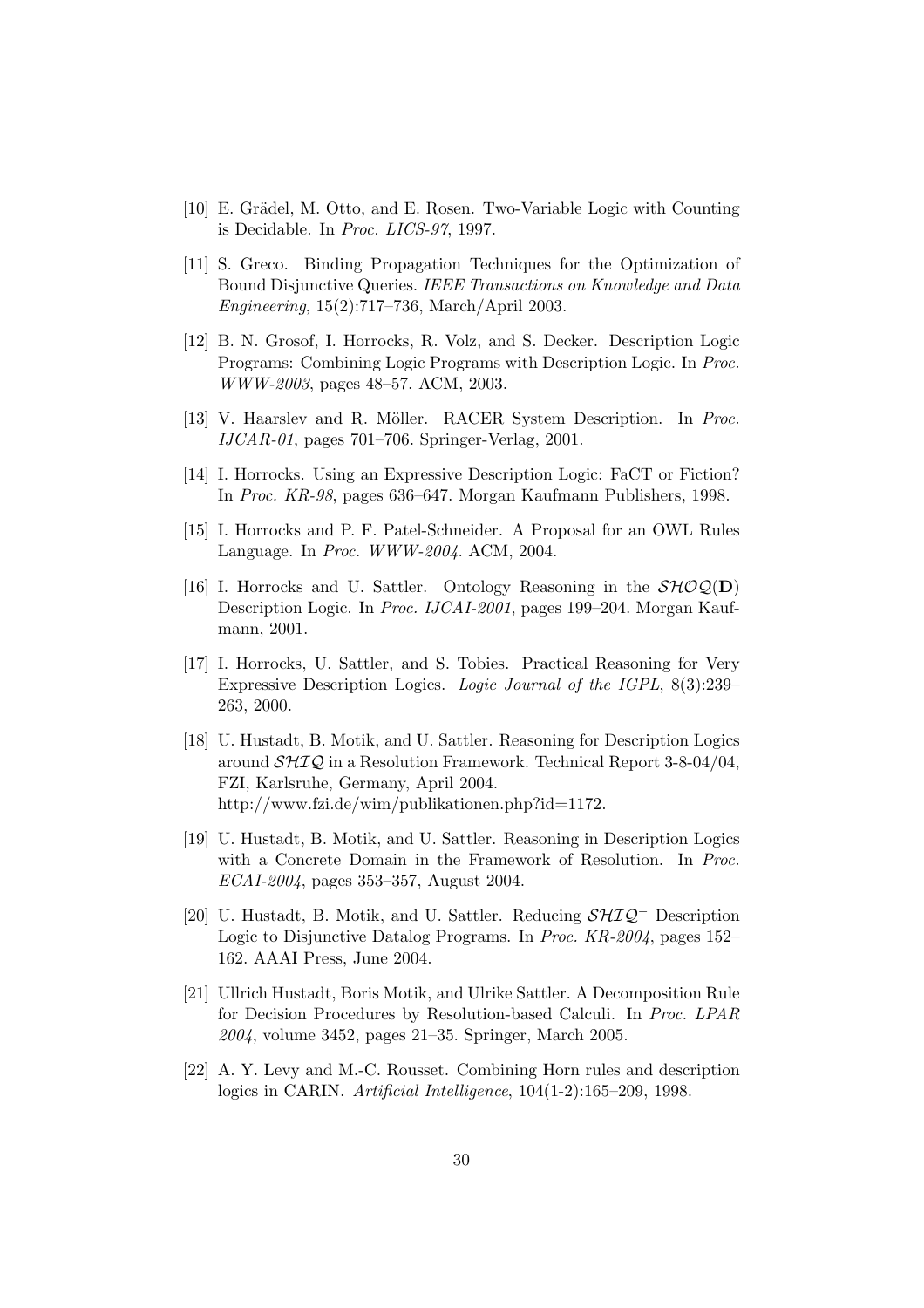[10] E. Grädel, M. Otto, and E. Rosen. Two-Variable Logic with Counting is Decidable. In *Proc. LICS-97*, 1997.

[11] S. Greco. Binding Propagation Techniques for the Optimization of Bound Disjunctive Queries. *IEEE Transactions on Knowledge and Data Engineering*, 15(2):717–736, March/April 2003.

[12] B. N. Grosof, I. Horrocks, R. Volz, and S. Decker. Description Logic Programs: Combining Logic Programs with Description Logic. In *Proc. WWW-2003*, pages 48–57. ACM, 2003.

[13] V. Haarslev and R. Möller. RACER System Description. In *Proc. IJCAR-01*, pages 701–706. Springer-Verlag, 2001.

[14] I. Horrocks. Using an Expressive Description Logic: FaCT or Fiction? In *Proc. KR-98*, pages 636–647. Morgan Kaufmann Publishers, 1998.

[15] I. Horrocks and P. F. Patel-Schneider. A Proposal for an OWL Rules Language. In *Proc. WWW-2004*. ACM, 2004.

[16] I. Horrocks and U. Sattler. Ontology Reasoning in the $\mathcal{SHOQ}(\mathbf{D})$ Description Logic. In *Proc. IJCAI-2001*, pages 199–204. Morgan Kaufmann, 2001.

[17] I. Horrocks, U. Sattler, and S. Tobies. Practical Reasoning for Very Expressive Description Logics. *Logic Journal of the IGPL*, 8(3):239–263, 2000.

[18] U. Hustadt, B. Motik, and U. Sattler. Reasoning for Description Logics around $\mathcal{SHIQ}$ in a Resolution Framework. Technical Report 3-8-04/04, FZI, Karlsruhe, Germany, April 2004. http://www.fzi.de/wim/publikationen.php?id=1172.

[19] U. Hustadt, B. Motik, and U. Sattler. Reasoning in Description Logics with a Concrete Domain in the Framework of Resolution. In *Proc. ECAI-2004*, pages 353–357, August 2004.

[20] U. Hustadt, B. Motik, and U. Sattler. Reducing $\mathcal{SHIQ}^-$ Description Logic to Disjunctive Datalog Programs. In *Proc. KR-2004*, pages 152–162. AAAI Press, June 2004.

[21] Ullrich Hustadt, Boris Motik, and Ulrike Sattler. A Decomposition Rule for Decision Procedures by Resolution-based Calculi. In *Proc. LPAR 2004*, volume 3452, pages 21–35. Springer, March 2005.

[22] A. Y. Levy and M.-C. Rousset. Combining Horn rules and description logics in CARIN. *Artificial Intelligence*, 104(1-2):165–209, 1998.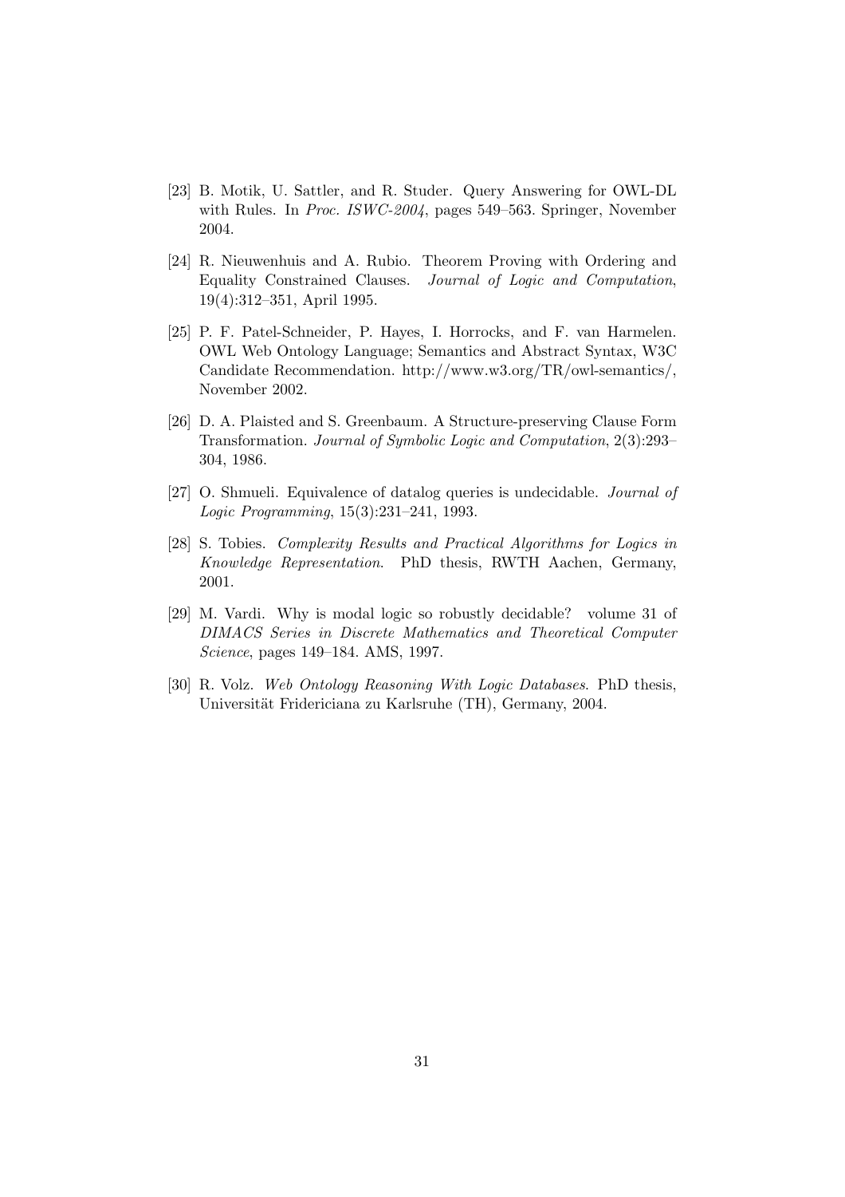[23] B. Motik, U. Sattler, and R. Studer. Query Answering for OWL-DL with Rules. In *Proc. ISWC-2004*, pages 549–563. Springer, November 2004.

[24] R. Nieuwenhuis and A. Rubio. Theorem Proving with Ordering and Equality Constrained Clauses. *Journal of Logic and Computation*, 19(4):312–351, April 1995.

[25] P. F. Patel-Schneider, P. Hayes, I. Horrocks, and F. van Harmelen. OWL Web Ontology Language; Semantics and Abstract Syntax, W3C Candidate Recommendation. http://www.w3.org/TR/owl-semantics/, November 2002.

[26] D. A. Plaisted and S. Greenbaum. A Structure-preserving Clause Form Transformation. *Journal of Symbolic Logic and Computation*, 2(3):293–304, 1986.

[27] O. Shmueli. Equivalence of datalog queries is undecidable. *Journal of Logic Programming*, 15(3):231–241, 1993.

[28] S. Tobies. *Complexity Results and Practical Algorithms for Logics in Knowledge Representation*. PhD thesis, RWTH Aachen, Germany, 2001.

[29] M. Vardi. Why is modal logic so robustly decidable? volume 31 of *DIMACS Series in Discrete Mathematics and Theoretical Computer Science*, pages 149–184. AMS, 1997.

[30] R. Volz. *Web Ontology Reasoning With Logic Databases*. PhD thesis, Universität Fridericiana zu Karlsruhe (TH), Germany, 2004.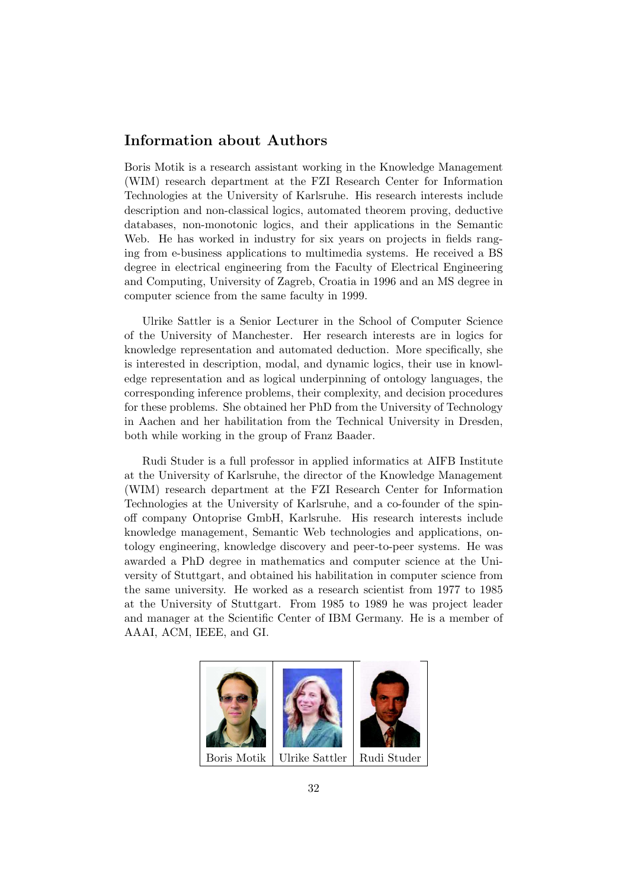## Information about Authors

Boris Motik is a research assistant working in the Knowledge Management (WIM) research department at the FZI Research Center for Information Technologies at the University of Karlsruhe. His research interests include description and non-classical logics, automated theorem proving, deductive databases, non-monotonic logics, and their applications in the Semantic Web. He has worked in industry for six years on projects in fields ranging from e-business applications to multimedia systems. He received a BS degree in electrical engineering from the Faculty of Electrical Engineering and Computing, University of Zagreb, Croatia in 1996 and an MS degree in computer science from the same faculty in 1999.

Ulrike Sattler is a Senior Lecturer in the School of Computer Science of the University of Manchester. Her research interests are in logics for knowledge representation and automated deduction. More specifically, she is interested in description, modal, and dynamic logics, their use in knowledge representation and as logical underpinning of ontology languages, the corresponding inference problems, their complexity, and decision procedures for these problems. She obtained her PhD from the University of Technology in Aachen and her habilitation from the Technical University in Dresden, both while working in the group of Franz Baader.

Rudi Studer is a full professor in applied informatics at AIFB Institute at the University of Karlsruhe, the director of the Knowledge Management (WIM) research department at the FZI Research Center for Information Technologies at the University of Karlsruhe, and a co-founder of the spin-off company Ontoprise GmbH, Karlsruhe. His research interests include knowledge management, Semantic Web technologies and applications, ontology engineering, knowledge discovery and peer-to-peer systems. He was awarded a PhD degree in mathematics and computer science at the University of Stuttgart, and obtained his habilitation in computer science from the same university. He worked as a research scientist from 1977 to 1985 at the University of Stuttgart. From 1985 to 1989 he was project leader and manager at the Scientific Center of IBM Germany. He is a member of AAAI, ACM, IEEE, and GI.

| | | |
|---|---|---|
| Boris Motik | Ulrike Sattler | Rudi Studer |